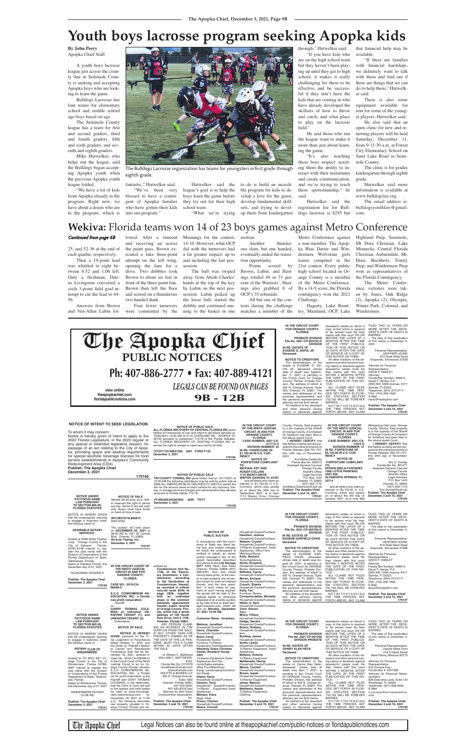# Youth boys lacrosse program seeking Apopka kids

**By John Peery**
Apopka Chief Staff

A youth boys lacrosse league just across the county line in Seminole County is seeking and accepting Apopka boys who are looking to learn the game.

Bulldogs Lacrosse has four teams for elementary school and middle school age boys based on age.

The Seminole County league has a team for first and second graders, third and fourth graders, fifth and sixth graders, and seventh and eighth graders.

Mike Hutwelker, who helps run the league, said the Bulldogs began accepting Apopka youth when the previous Apopka youth league folded.

"We have a lot of kids from Apopka already in the program. Right now, we have about a dozen who are in the program, which is fantastic," Hutwelker said.

"We've been very blessed to have a contingent of Apopka families who have gotten their kids into our program."

The Bulldogs Lacrosse organization has teams for youngsters in first grade through eighth grade.

Hutwelker said the league's goal is to help the boys learn the game before they try out for their high school team.

"What we're trying to do is build an incredible program for kids to develop a love for the game, develop fundamental skillsets, and trying to develop them from kindergarten through," Hutwelker said.

"If you have kids who are on the high school team but they haven't been playing up until they get to high school, it makes it really challenging for them to be effective and be successful if they don't have the kids that are coming in who have already developed the skillsets of how to throw and catch, and what place to play on the lacrosse field."

He said those who run the league want to make it more than just about learning the game.

"It's also teaching these boys respect, teaching them the ability to interact with their teammates and create communication, and we're trying to teach them sportsmanship," he said.

Hutwelker said the registration fee for Bulldogs lacrosse is $295 but that financial help may be available.

"If there are families with financial hardships, we definitely want to talk with them and find out if there are things that we can do to help them," Hutwelker said.

There is also some equipment available for rent for some of the younger players, Hutwelker said.

He also said that an open clinic for new and returning players will be held Saturday, December 11, from 9-11:30 a.m. at Forest City Elementary School on Sand Lake Road in Seminole County.

The clinic is for grades kindergarten through eighth grade.

Hutwelker said more information is available at www.bulldogsyouthlax.org.

The email address is: bulldogsyouthlax@gmail.com.

# Wekiva: Florida teams won 14 of 23 boys games against Metro Conference

*Continued from page 6B*

25, and 52-36 at the end of each quarter, respectively.

Then a 19-point lead was whittled to eight between 6:52 and 1:06 left. Only a freshman, Darius Livingston converted a sixth 3-point field goal attempt to cut the lead to 64-56.

Answers from Brown and Ven-Allen Lubin followed. After a timeout and receiving an across the paint pass, Brown executed a fake three-point attempt on the left wing, opening the lane for a drive. Two dribbles took Brown to about six feet in front of the three-point line. Brown then left the floor and scored on a thunderous two-handed dunk.

Four fewer turnovers were committed by the Mustangs for the contest, 14-10. However, what OCP did with the turnovers had a far greater impact, up to and including the last possession.

The ball was swiped away from Abiah Charles' hands at the top of the key by Lubin on the next possession. Lubin picked up the loose ball, started the dribble and continued running to the basket in one motion.

Another thunderous slam, but one handed, eventually ended the transition opportunity.

Points scored by Brown, Lubin, and Hastings totaled 49 or 71 percent of the Warriors'. Hastings also grabbed 8 of OCP's 35 rebounds.

All but one of the contests during the challenge matches a member of the Metro Conference against a non-member. The Apopka Blue Darter and Windermere Wolverine girls teams competed in the 21st contest. Every public high school located in Orange County is a member of the Metro Conference. By a 14-9 score, the Florida contingency won the 2021 Challenge.

Hagerty, Lake Brantley, Mainland, OCP, Lake Highland Prep, Seminole, Mt Dora Christian, Lake Minneola, Central Florida Christian, Auburndale, Mt. Dora, Buchholz, Trinity Prep, and Windermere Prep won as representatives of the Florida Contingency.

The Metro Conference victories were taken by Jones, Oak Ridge (2), Apopka (2), Olympia, Winter Park, Colonial, and Windermere.

# The Apopka Chief
## PUBLIC NOTICES
**Ph: 407-886-2777 • Fax: 407-889-4121**

view online
theapopkachief.com
floridapublicnotices.com

*LEGALS CAN BE FOUND ON PAGES*
**9B - 12B**

**IN THE CIRCUIT COURT FOR ORANGE COUNTY, FLORIDA**
**PROBATE DIVISION**
**File No. 2021-CP-003752-O**
**DIVISION**
**IN RE: ESTATE OF EUGENE G. DAVIS, JR. Deceased.**

**NOTICE TO CREDITORS**

The administration of the estate of EUGENE G. DAVIS JR., deceased, whose date of death was September 11, 2021, is pending in the Circuit Court for Orange County, Florida, Probate Division, the address of which is 425 N. Orange Avenue, Suite 355, Orlando, FL 32801. The names and addresses of the personal representative and the personal representative's attorney are set forth below.

All creditors of the decedent and other persons having claims or demands against decedent's estate on whom a copy of this notice is required to be served must file their claims with this court ON OR BEFORE THE LATER OF 3 MONTHS AFTER THE TIME OF THE FIRST PUBLICATION OF THIS NOTICE OR 30 DAYS AFTER THE DATE OF SERVICE OF A COPY OF THIS NOTICE ON THEM.

All other creditors of the decedent and other persons having claims or demands against decedent's estate must file their claims with this court WITHIN 3 MONTHS AFTER THE DATE OF THE FIRST PUBLICATION OF THIS NOTICE.

ALL CLAIMS NOT FILED WITHIN THE TIME PERIODS SET FORTH IN FLORIDA STATUTES SECTION 733.702 WILL BE FOREVER BARRED.

NOTWITHSTANDING THE TIME PERIODS SET FORTH ABOVE, ANY CLAIM FILED TWO (2) YEARS OR MORE AFTER THE DECEDENT'S DATE OF DEATH IS BARRED.

The date of first publication of this notice is December 3, 2021.

Personal Representative:
HEATHER LEONE
672 Noell Weat Road
Graysville, Tennessee 37338

Attorney for Personal Representative:
DAVID F. HANLEY
Attorney
Florida Bar Number: 946613
David F. Hanley, P.A.
2355 NW 126th Avenue, #417
Sunrise, Fl 33323
Telephone: (954) 370-0717
FAX: (754) 206-1926
E-Mail:
david@hanleyfirm.com

**Publish: The Apopka Chief December 3 and 10, 2021**
**170161**

---

**NOTICE OF INTENT TO SEEK LEGISLATION**

To whom it may concern:
Notice is hereby given of intent to apply to the 2022 Florida Legislature, in the 2022 regular or any special or extended legislative session, for passage of an act relating to the City of Apopka, providing space and seating requirements for special alcoholic beverage licenses for food service establishments in Apopka's Community Redevelopment Area (CRA).
**Publish: The Apopka Chief December 3, 2021**
**170146**

---

**NOTICE OF PUBLIC SALE**
**ALL FLORIDA RECOVERY OF CENTRAL FLORIDA INC** gives Notice of Foreclosure of Lien and intent to sell these vehicles on 12/25/2021 12:00 AM at 9116 OVERLAND RD , APOPKA, FL 32703 pursuant to subsection 713.78 of the Florida Statutes. ALL FLORIDA RECOVERY OF CENTRAL FLORIDA INC reserves the right to accept or reject any and/or all bids.

**1FTZF17231NB31558 2001 FORD F150**
**December 3, 2021**
**170158**

---

**NOTICE OF PUBLIC SALE**
**TRI COUNTY TOWING, INC** gives notice that on 12/17/2021 at 10:00 AM the following vehicles(s) may be sold by public sale at 6366 ALL AMERICAN BLVD ORLANDO FL 32810 to satisfy the lien for the amount owed on each vehicle for any recovery, towing, or storage services charges and administrative fees allowed pursuant to Florida statute 713.78.

**4T1BE32K35U567602 2005 TOYT**
**December 3, 2021**
**170159**

---

**IN THE CIRCUIT COURT OF THE NINTH JUDICIAL CIRCUIT, IN AND FOR ORANGE COUNTY, FLORIDA**
**CASE NUMBER: 2021-CA-011115-O**
**DIVISION NUMBER: 33**
**IN RE: FORFEITURE OF $1,700.00 IN U.S. CURRENCY**

**NOTICE OF FORFEITURE COMPLAINT**
**TO:**
**MICHAEL KEY AND ROGER COLLINS**
**1115 MAXEY DRIVE WINTER GARDEN, FL 34787**

and all others who claim an interest in $1,700.00 in U.S. Currency, which was seized on or about the 30th day of September, 2021, at or near 1115 Maxey Drive, Orange County, Florida. Said property is in the custody of the Sheriff of Orange County. A Complaint for forfeiture has been filed in the above-styled Court.

**I HEREBY CERTIFY** that this Notice is being served pursuant to the notice provisions of Florida Statutes 932.701-707, this 24th day of November, 2021.

Ann-Marie Delahunty
Florida Bar No. 006513
Assistant General Counsel
Orange County Sheriff's Office
Legal Services
P.O. Box 1440
Orlando, FL 32802
(407) 254-7170
AnnMarie.Delahunty@ocfl.net
**Publish: The Apopka Chief December 3 and 10, 2021**
**170101**

---

**IN THE CIRCUIT COURT OF THE NINTH JUDICIAL CIRCUIT, IN AND FOR ORANGE COUNTY, FLORIDA**
**CASE NUMBER: 2021-CA-011024-O**
**DIVISION NUMBER: 35**
**IN RE: FORFEITURE OF $5,155.00 IN U.S. CURRENCY**

**NOTICE OF FORFEITURE COMPLAINT**
**TO:**
**EFRAIN MEJIA-FONTANEZ**
**1066 LOTUS PARKWAY, UNIT 836**
**ALTAMONTE SPRINGS, FL 32714**

and all others who claim an interest in $5,155.00 in U.S. Currency, which was seized on or about the 9th day of October, 2021, at or near 468 Whispering Oak Lane, Orange County, Florida. Said property is in the custody of the Sheriff of Orange County. A Complaint for forfeiture has been filed in the above-styled Court.

**I HEREBY CERTIFY** that this Notice is being served pursuant to the notice provisions of Florida Statutes 932.701-707, this 24th day of November, 2021.

Eric D. Dunlap
Florida Bar No. 897477
Assistant General Counsel
Orange County Sheriff's Office
Legal Services
P.O. Box 1440
Orlando, FL 32802
(407) 254-7170
Eric.Dunlap@ocfl.net
**Publish: The Apopka Chief December 3 and 10, 2021**
**170103**

---

**NOTICE UNDER FICTITIOUS NAME LAW PURSUANT TO SECTION 865.09, FLORIDA STATUTES**

NOTICE IS HEREBY GIVEN that the undersigned, desiring to engage in business under the fictitious name of

**DESIRABLE ROTARY SERVICES :**

located at 2089 White Feather Loop : Orange County in the City of Oakland : Florida, 34787-8148 intends to register the said name with the Division of Corporations of the Florida Department of State, Tallahassee, Florida.
Dated at Oakland Florida, this December day of 01, 2021

RAJKOWSKI DESIREE K

**Publish: The Apopka Chief December 3, 2021**
**170156**

---

**NOTICE OF SALE**

Vehicle will be sold, as is. Seller reserves the right to refuse any bid. Terms of bid are cash only. Buyer must have funds on hand at time of sale.

**3N1CB51D74L892815**
**2004 NISS**

The auction will take place on **DECEMBER 25, 2021** at 08:00 AM at 1331 W. Central Blvd., Orlando, FL 32805.
**All Auto Towing, Inc.**
**December 3, 2021**
**170157**

---

**IN THE CIRCUIT COURT FOR ORANGE COUNTY, FLORIDA**
**PROBATE DIVISION**
**File No. 2021-CP-003765-O**
**DIVISION**
**IN RE: ESTATE OF EUGENE GARFIELD DAVIS Deceased.**

**NOTICE TO CREDITORS**

The administration of the estate of EUGENE GARFIELD DAVIS, deceased, whose date of death was August 20, 2021, is pending in the Circuit Court for ORANGE County, Florida, Probate Division, the address of which is 425 N. Orange Avenue, Suite 355, Orlando, FL 32801. The names and addresses of the personal representative and the personal representative's attorney are set forth below.

All creditors of the decedent and other persons having claims or demands against decedent's estate on whom a copy of this notice is required to be served must file their claims with this court ON OR BEFORE THE LATER OF 3 MONTHS AFTER THE TIME OF THE FIRST PUBLICATION OF THIS NOTICE OR 30 DAYS AFTER THE DATE OF SERVICE OF A COPY OF THIS NOTICE ON THEM.

All other creditors of the decedent and other persons having claims or demands against decedent's estate must file their claims with this court WITHIN 3 MONTHS AFTER THE DATE OF THE FIRST PUBLICATION OF THIS NOTICE.

ALL CLAIMS NOT FILED WITHIN THE TIME PERIODS SET FORTH IN FLORIDA STATUTES SECTION 733.702 WILL BE FOREVER BARRED.

NOTWITHSTANDING THE TIME PERIODS SET FORTH ABOVE, ANY CLAIM FILED TWO (2) YEARS OR MORE AFTER THE DECEDENT'S DATE OF DEATH IS BARRED.

The date of first publication of this notice is December 3, 2021.

Personal Representative:
HEATHER LEONE
672 Noell Weat Road
Graysville, Tennessee 37338

Attorney for Personal Representative:
DAVID F. HANLEY
Attorney
Florida Bar Number: 946613
David F. Hanley, P.A.
2355 NW 126th Avenue, #417
Sunrise, Fl 33323
Telephone: (954) 370-0717
FAX: (754) 206-1926
E-Mail:
david@hanleyfirm.com

**Publish: The Apopka Chief December 3 and 10, 2021**
**170147**

---

**NOTICE UNDER FICTITIOUS NAME LAW PURSUANT TO SECTION 865.09, FLORIDA STATUTES**

NOTICE IS HEREBY GIVEN that the undersigned, desiring to engage in business under the fictitious name of

**ROTARY CLUB OF WINDERMERE:**

located at PO BOX 687: Orange County in the City of Windermere : Florida, 34786-0687 intends to register the said name with the Division of Corporations of the Florida Department of State, Tallahassee, Florida.
Dated at Windermere Florida, this December day of 01, 2021

WINDERMERE ROTARY CLUB INC

**Publish: The Apopka Chief December 3, 2021**
**170151**

---

**IN THE CIRCUIT COURT OF THE NINTH JUDICIAL CIRCUIT IN AND FOR ORANGE COUNTY, FLORIDA**
**CASE NO.: 2019-CA-08489-O**

**S.C.O. CONDOMINIUM ASSOCIATION, INC., a Florida non-profit corporation,**
Plaintiff,
vs.
**GARRY THOMAS COLEMAN, an individual; UNKNOWN TENANT (1); and UNKNOWN TENANT (2),**
Defendants.

**NOTICE OF SALE**

**NOTICE IS HEREBY GIVEN** pursuant to the Final Judgment of Foreclosure dated October 11, 2021 and the Order on Plaintiff's Motion to Cancel and Reschedule Foreclosure Sale Set for November 18, 2021, entered in Case No. 2019-CA-008489-O in the Circuit Court of the Ninth Judicial Circuit in and for Orange County, Florida, wherein S.C.O. CONDOMINIUM ASSOCIATION, INC., a Florida not for profit corporation, is the Plaintiff and GARY THOMAS COLEMAN, is the defendant, that the Clerk of Court will sell to the highest and best bidder for cash at www.myorangeclerk.realforeclose.com on December 16, 2021 at 11:00 a.m., the following described real property situated in Orange County, Florida and described as:

**Condominium Unit No. 1108, of the Sanctuary Downtown, a Condominium, according to the Declaration of Condominium thereof, as recorded in official records book 8249, at page 2028, together with an undivided share in the common elements appurtenant thereto, public records of Orange County, Florida, which has a street address of 100 South Eola Drive, Unit # 1108, Orlando, Florida 32801.**

ANY PERSON CLAIMING AN INTEREST IN THE SURPLUS FROM THE SALE, IF ANY, OTHER THAN THE PROPERTY OWNER AS OF THE DATE OF THE LIS PENDENS, MUST FILE A CLAIM WITHIN 60 DAYS AFTER THE SALE.

/s/ William C. Matthews
WILLIAM C. MATTHEWS, ESQ.
Florida Bar No. 0112079
wmatthews@shutts.com
rhicks@shutts.com
SHUTTS & BOWEN LLP
300 S. Orange Avenue, Suite 1600
Orlando, Florida 32801
407-423-3200;
407-425-8316 (fax)
Attorney for Star Tower Condominium Association, Inc.

**Publish: The Apopka Chief December 3 and 10, 2021**
**170150**

---

**NOTICE OF PUBLIC AUCTION**

In accordance with the provisions of State law, there being due and unpaid charges for which the undersigned is entitled to satisfy an owner and/or manager's lien of the goods hereinafter described and stored at the **Life Storage #077** 4066 Silver Star Road Orlando, Florida 32808 (407) 298-9451. And, due notice having been given, to the owner of said property and all parties known to claim an interest therein, and the time specified in such notice for payment of such having expired, the goods will be sold to the highest bidder or otherwise disposed of at a public auction to be held online at www.StorageTreasures.com, which will end on **Monday, December 27, 2021 10:00 AM**

**Customer Name Inventory**

**Mahone, Jonathan**
Household Goods/Furniture
**Davis, Charlotte**
Household Goods/Furniture
**Boyd, Corey**
Household Goods/
Furniture,Tv/Stereo
Equipment,Tools/Appliances
**Heavenly Grace Christian Center, Rowland Young-Jack**
Tv/stereo Equipment,Tools/
Appliances,Acct.Records/Sales samples, office Furn/Machines/
Equip.,Landscaping/Construction Equip.
**Hilaire, Iecia**
Household Goods/Furniture
**Denson, Terry**
Household Goods/Furniture, Tv/Stereo Equipment,Tools/
Appliances
**Manyen, Kiara**
Bags, totes
**Rivers, Charles**
Household Goods/Furniture
**Moore, Connell**
Household Goods/Furniture
**Hamilton, Joshua**
Household Goods/Furniture
**Watson, Crystal**
Household Goods/Furniture, Tv/Stereo Equipment, Tools/Appliances, office Furn/Machines/Equip.
**Kelly, Barbara**
Tools/Appliances
**Smith, Alvieshia**
Household Goods/Furniture
Boxes, Appliances
**Williams, Carrie**
Household Goods/Furniture
**Moran, Enrique**
Household Goods/Furniture
**Crouch, Shanta**
Household Goods/Furniture
**Kelly, Tori**
Furniture, Boxes
**Cumnerneclellan, Michelle**
Household Goods/Furniture
**Ndolo Jr, Ezra**
Household Goods/Furniture
**Trent, Steven**
Bags
**Mincy, Tiffany**
Household Goods/Furniture
**Hodge, Tangela**
Household Goods/Furniture
**Brisco, Brittany**
Household Goods/Furniture, tires
**Buckley, James**
Household Goods/Furniture
**Smith, Leotis**
Household Goods/Furniture, Tv/Stereo Equipment, Tools/Appliances
**Bellamy, Octavia**
Tv/Stereo Equipment
**Maldonado, Hector**
Household Goods/Furniture
**Moore, Connell**
Household Goods/Furniture
**Brown, Isaiah**
Household Goods/Furniture
**Jones, Marcus**
Household Goods/Furniture
**Mathews, Rasha**
Tv/Stereo Equipment, Clothing

**Publish: The Apopka Chief December 3 and 10, 2021**
**170127**

---

**IN THE CIRCUIT COURT FOR ORANGE COUNTY, FLORIDA**
**PROBATE DIVISION**
**File No. 2021-CP-001566**
**DIVISION PROBATE**
**IN RE: ESTATE OF DANNY ALAN HECK Deceased.**

**NOTICE TO CREDITORS**

The administration of the estate of, Danny Alan Heck, deceased, whose date of death was April 7, 2021, is pending in the Circuit Court for ORANGE County, Florida, Probate Division, the address of which is 425 N. Orange Avenue, Orlando, FL 32801. The names and addresses of the personal representatives and the personal representatives' attorney are set forth below.

All creditors of the decedent and other persons having claims or demands against decedent's estate on whom a copy of this notice is required to be served must file their claims with this court ON OR BEFORE THE LATER OF 3 MONTHS AFTER THE TIME OF THE FIRST PUBLICATION OF THIS NOTICE OR 30 DAYS AFTER THE DATE OF SERVICE OF A COPY OF THIS NOTICE ON THEM.

All other creditors of the decedent and other persons having claims or demands against decedent's estate must file their claims with this court WITHIN 3 MONTHS AFTER THE DATE OF THE FIRST PUBLICATION OF THIS NOTICE.

ALL CLAIMS NOT FILED WITHIN THE TIME PERIODS SET FORTH IN FLORIDA STATUTES SECTION 733.702 WILL BE FOREVER BARRED.

NOTWITHSTANDING THE TIME PERIODS SET FORTH ABOVE, ANY CLAIM FILED TWO (2) YEARS OR MORE AFTER THE DECEDENT'S DATE OF DEATH IS BARRED.

The date of first publication of this notice is December 3, 2021.

Personal Representative:
Leanne Marie Dorn
218 S Hazel Street
West Plains, Missouri 65775

Attorney for Personal Representative:
Eric Enrique Ellis
Florida Bar #: 0041998
Attorney for Personal Representative
836 Executive Lane, Suite 120
Rockledge, FL 32955
Telephone: (321) 638-2009
E-Mail:
e.enrique@enriquelawfirm.com

**Publish: The Apopka Chief December 3 and 10, 2021**
**170160**

---

Legal Notices can also be found online at theapopkachief.com/public-notices or floridapublicnotices.com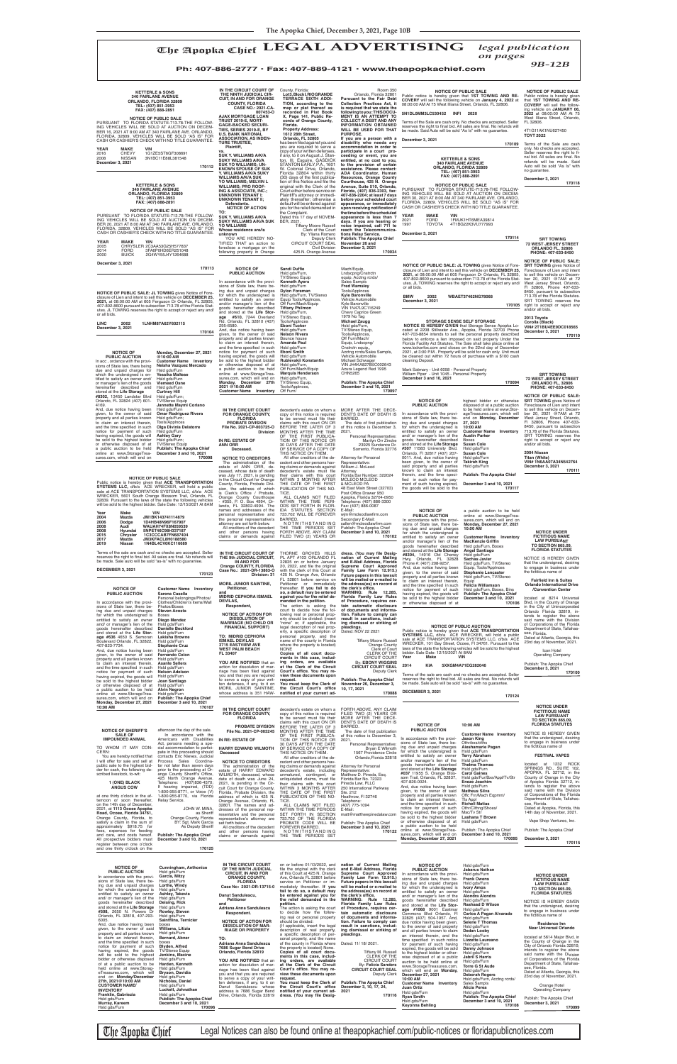# The Apopka Chief LEGAL ADVERTISING

*legal publication on pages 9B-12B*

**Ph: 407-886-2777 • Fax: 407-889-4121 • www.theapopkachief.com**

---

**KETTERLE & SONS**
**340 FAIRLANE AVENUE**
**ORLANDO, FLORIDA 32809**
**TEL: (407) 851-3953**
**FAX: (407) 888-2891**

**NOTICE OF PUBLIC SALE**

PURSUANT TO FLORIDA STATUTE-713.78-THE FOLLOWING VEHICLES WILL BE SOLD AT AUCTION ON DECEMBER 16, 2021 AT 8:00 AM AT 340 FAIRLANE AVE. ORLANDO, FLORIDA, 32809. VEHICLES WILL BE SOLD "AS IS" FOR CASH OR CASHIER'S CHECK WITH NO TITLE GUARANTEE.

| YEAR | MAKE | VIN |
|---|---|---|
| 2016 | CHEVY | 1G1ZE5ST6GF308691 |
| 2008 | NISSAN | 3N1BC11E68L381548 |

**December 3, 2021** 170112

---

**KETTERLE & SONS**
**340 FAIRLANE AVENUE**
**ORLANDO, FLORIDA 32809**
**TEL: (407) 851-3953**
**FAX: (407) 888-2891**

**NOTICE OF PUBLIC SALE**

PURSUANT TO FLORIDA STATUTE-713.78-THE FOLLOWING VEHICLES WILL BE SOLD AT AUCTION ON DECEMBER 30, 2021 AT 8:00 AM AT 340 FAIRLANE AVE. ORLANDO, FLORIDA, 32809. VEHICLES WILL BE SOLD "AS IS" FOR CASH OR CASHIER'S CHECK WITH NO TITLE GUARANTEE.

| YEAR | MAKE | VIN |
|---|---|---|
| 2005 | CHRYSLER | 2C3AA53G25H577837 |
| 2014 | FORD | 3FA6P0HD6ER251048 |
| 2000 | BUICK | 2G4WY55J4Y1264688 |

**December 3, 2021** 170113

---

**NOTICE OF PUBLIC SALE: JL TOWING** gives Notice of Foreclosure of Lien and intent to sell this vehicle on **DECEMBER 28, 2021**, at 08:00:00 AM at 605 Ferguson Dr Orlando, FL 32805, 407-802-8600 pursuant to subsection 713.78 of the Florida Statutes. JL TOWING reserves the right to accept or reject any and/ or all bids.

**LINC 2002 1LNHM87A62Y602115**

**December 3, 2021** 170104

---

**NOTICE OF PUBLIC AUCTION**

**Monday, December 27, 2021 @10:00 AM**

In acc, ordance with the provisions of State law, there being due and unpaid charges for which the undersigned is entitled to satisfy an owner and/ or manager's lien of the goods hereinafter described and stored at the **Life Storage #8302**, 13450 Landstar Blvd Orlando, FL 32824 (407) 601-4169. And, due notice having been given, to the owner of said property and all parties known to claim an interest therein, and the time specified in such notice for payment of such having expired, the goods will be sold to the highest bidder or otherwise disposed of at a public auction to be held online at www.StorageTreasures.com, which will end on **Monday, December 27, 2021 @10:00 AM**

**Customer Name Inventory**
**Neisha Vazquez Mercado** Hsld gds/Furn
**Yessika Malleas** Hsld gds/Furn
**Vermeal Dane** Hsld gds/Furn
**Curtney Hill** Hsld gds/Furn; TV/Stereo Equip
**Jannette Maymi Coriano** Hsld gds/Furn
**Omar Rodriguez Rivera** Hsld gds/Furn; Tools/Applnces
**Olga Divine Delatorre** Hsld gds/Furn
**Ashley Gary** Hsld gds/Furn; TV/Stereo Equip

**Publish: The Apopka Chief December 3 and 10, 2021** 170098

---

**NOTICE OF PUBLIC SALE**

Public notice is hereby given that **ACE TRANSPORTATION SYSTEMS LLC**, d/b/a: ACE WRECKER, will hold a public sale at ACE TRANSPORTATION SYSTEMS LLC, d/b/a ACE WRECKER, 5601 South Orange Blossom Trail, Orlando, FL 32839. Pursuant to the laws of the state the following vehicles will be sold to the highest bidder. Sale Date: 12/15/2021 At 8AM

| Year | Make | VIN |
|---|---|---|
| 2004 | Mazda | JM1BK143741114879 |
| 2006 | Dodge | 1D4HB48N96F167907 |
| 2006 | Audi | WAUAH74FX6N035539 |
| 2008 | Hyundai | 5NPET46C98H337187 |
| 2015 | Chrysler | 1C3CCCAB7FN687404 |
| 2017 | Mazda | JM3KFACL6H0188580 |
| 2019 | Nissan | 1N4BL4CV0KC116689 |

Terms of the sale are cash and no checks are accepted. Seller reserves the right to final bid. All sales are final. No refunds will be made. Sale auto will be sold "as-is" with no guarantee.

**DECEMBER 3, 2021** 170123

---

**NOTICE OF PUBLIC AUCTION**

In accordance with the provisions of State law, there being due and unpaid charges for which the undersigned is entitled to satisfy an owner and/ or manager's lien of the goods hereinafter described and stored at the **Life Storage #636** 4650 S. Semoran Boulevard Orlando, FL 32822 407-627-7704. And, due notice having been given, to the owner of said property and all parties known to claim an interest therein, and the time specified in such notice for payment of such having expired, the goods will be sold to the highest bidder or otherwise disposed of at a public auction to be held online at www.StorageTreasures.com, which will end on **Monday, December 27, 2021 10:00 AM**

**Customer Name Inventory**
**Sarena Casella** Personal belongings/Photos/Clothes/Children's items/Wall Photos/Boxes
**Steven Acosta** Boxes
**Diego Mendez** Hsld gds/Furn
**Danielle Beckford** Hsld gds/Furn
**Lakisha Browne** Hsld gds/Furn
**Stephanie Cruz** Hsld gds/Furn
**Fernando Colon** Hsld gds/Furn
**Asante Sellers** Hsld gds/Furn
**Nelson Adelson** Hsld gds/Furn
**Joan Santiago** Hsld gds/Furn
**Alvin Negron** Hsld gds/Furn

**Publish: The Apopka Chief December 3 and 10, 2021** 170107

---

**NOTICE OF SHERIFF'S SALE OF IMPOUNDED ANIMAL**

TO WHOM IT MAY CONCERN:

You are hereby notified that I will offer for sale and sell at public sale to the highest bidder for cash, the following described livestock, to-wit:

**1 (ONE) BLACK ANGUS COW**

at one thirty o'clock in the afternoon or soon thereafter, on the 8 day of December, 2021 at **1113 Ocoee Apopka Road, Ocoee, Florida 34761**, Orange County, Florida, to satisfy a claim in the sum of approximately $918.75 for fees, expenses for feeding and care, and costs hereof. All prospective bidders must register between one o'clock and one thirty o'clock on the afternoon of the day of the sale.

In accordance with the Americans with Disabilities Act, persons needing a special accommodation to participate in this proceeding should contact Eric Nieves, Judicial Process Sales Coordinator not later than seven days prior to the proceeding at Orange County Sheriff's Office, 425 North Orange Avenue. Telephone: (407)836-4570; If hearing impaired, (TDD) 1-800-955-8771, or Voice (V) 1-800-955-8770, via Florida Relay Service.

JOHN W. MINA,
as Sheriff
Orange County, Florida
BY: Sgt. Mark Garcia
As Deputy Sheriff

**Publish: The Apopka Chief December 3 and 10, 2021** 170125

---

**NOTICE OF PUBLIC AUCTION**

In accordance with the provisions of State law, there being due and unpaid charges for which the undersigned is entitled to satisfy an owner and/ or manager's lien of the goods hereinafter described and stored at the **Life Storage #508**, 2650 N. Powers Dr Orlando, FL 32818, 407-293-6005. And, due notice having been given, to the owner of said property and all parties known to claim an interest therein, and the time specified in such notice for payment of such having expired, the goods will be sold to the highest bidder or otherwise disposed of at a public auction to be held online at www.StorageTreasures.com, which will end on **Monday/December 27th, 2021 @10:00 AM**

**CUSTOMER NAME/ INVENTORY**
**Franklin, Gabriezia** Hsld gds/Furn
**Murray, Kareem** Hsld gds/Furn
**Cunningham, Anthonice** Hsld gds/Furn
**Garcia, Mitzy** Hsld gds/Furn
**Lorthe, Windy** Hsld gds/Furn
**Ashley, Takevia** Hsld gds/Furn
**Deising, Rick** Hsld gds/Furn
**Rowley, Steven** Hsld gds/Furn
**Saintfilma, Terricker** boxes
**Williams, Litizia** Hsld gds/Furn
**Bernard, Abner** boxes
**Blyden, Alfred** TV/Stereo Equip
**Jenkins, Maxine** Hsld gds/Furn
**Harden, Kenneth** Hsld gds/Furn
**Bryson, Davidia** Hsld gds/Furn
**Nicholas, Daniel** Hsld gds/Furn
**Luckett, Johnathan** Hsld gds/Furn

**Publish: The Apopka Chief December 3 and 10, 2021** 170096

---

**IN THE CIRCUIT COURT OF THE NINTH JUDICIAL CIRCUIT, IN AND FOR ORANGE COUNTY, FLORIDA**
**CASE NO.: 2021-CA-007453-O**

**AJAX MORTGAGE LOAN TRUST 2019-E, MORTGAGE-BACKED SECURITIES, SERIES 2019-E, BY U.S. BANK NATIONAL ASSOCIATION, AS INDENTURE TRUSTEE,**
**Plaintiff,**
**vs.**
**SUK Y. WILLIAMS A/K/A SUK YI WILLIAMS A/K/A SUK YO WILLIAMS; UNKNOWN SPOUSE OF SUK Y. WILLIAMS A/K/A SUK WILLIAMS A/K/A SUK YO WILLIAMS; MELVIN L WILLIAMS; PRO ROOFING & ASSOCIATE, INC.; UNKNOWN TENANT I; UNKNOWN TENANT II,**
**Defendants**

**NOTICE OF ACTION**

**TO:**
**SUK Y. WILLIAMS A/K/A SUK YI WILLIAMS A/K/A SUK YO WILLIAMS**
**Whose residence are/is unknown.**

YOU ARE HEREBY NOTIFIED that an action to foreclose a mortgage on the following property in Orange County, Florida:

**Lot 3, Block I RIOGRANDE TERRACE SIXTH ADDITION, according to the map or plat thereof as recorded in Plat Book X, Page 141, Public Records of Orange County, Florida.**

**Property Address: 1612 29th Street, Orlando, FL 32805**

has been filed against you and you are required to serve a copy of your written defenses, if any, to it on August J. Stanton, III, Esquire, GASDICK STANTON EARLY, P.A. 1601 W. Colonial Drive, Orlando, Florida 32804 within thirty (30) days of the first publication of this Notice and file the original with the Clerk of the Court either before service on Plaintiff's attorney or immediately thereafter; otherwise a default will be entered against you for the relief demanded in the Complaint.

Dated this 17 day of NOVEMBER, 2021.

Tiffany Moore Russell
Clerk of the Court
By: Yliana Romero
Deputy Clerk
CIRCUIT COURT SEAL
Civil Division
425 N. Orange Avenue
Room 350
Orlando, Florida 32801

**Pursuant to the Fair Debt Collection Practices Act, it is required that we state the following to you: THIS DOCUMENT IS AN ATTEMPT TO COLLECT A DEBT AND ANY INFORMATION OBTAINED WILL BE USED FOR THAT PURPOSE.**

**If you are a person with a disability who needs any accommodation in order to participate in a court proceeding or event, you are entitled, at no cost to you, to the provision of certain assistance. Please contact: ADA Coordinator, Human Resources, Orange County Courthouse, 425 N. Orange Avenue, Suite 510, Orlando, Florida, (407) 836-2303, fax: 407-836-2204; at least 7 days before your scheduled court appearance, or immediately upon receiving notification if the time before the scheduled appearance is less than 7 days. If you are hearing or voice impaired, call 711 to reach the Telecommunications Relay Service.**

**Publish: The Apopka Chief November 26 and December 3, 2021** 170034

---

**NOTICE OF PUBLIC AUCTION**

In accordance with the provisions of State law, there being due and unpaid charges for which the undersigned is entitled to satisfy an owner and/or manager's lien of the goods hereinafter described and stored at the **Life Storage #610**, 7244 Overland Rd. Orlando, FL 32810 (407) 255-6580. And, due notice having been given, to the owner of said property and all parties known to claim an interest therein, and the time specified in such notice for payment of such having expired, the goods will be sold to the highest bidder or otherwise disposed of at a public auction to be held online at www.StorageTreasures.com, which will end on **Monday, December 27th 2021 @10:00 AM**

**Customer Name Inventory**
**Sandi Duffie** Hsld gds/Furn, TV/Stereo Equip
**Kenneth Ayers** Hsld gds/Furn
**Dylon Foreman** Hsld gds/Furn, TV/Stereo Equip Tools/Applnces, Off Furn/Mach/Equip
**Tiffany Philmon** Hsld gds/Furn, TV/Stereo Equip, Tools/Applnces
**Shain Tucker** Hsld gds/Furn
**Nelson Rivera** Bounce house
**Amanda Paul** Hsld gds/Furn
**Eboni Smith** Hsld gds/Furn
**Rublevskii Konstantin** Hsld gds/Furn, Off Furn/Mach/Equip
**Marquis Henderson** Hsld gds/Furn, TV/Stereo Equip, Tools/Applnces, Off Furn/Mach/Equip, Lndscpng/Cnstrctn equip, Acctng rcrds/ Sales Sampls
**Fred Wamala** Tools/Applnces
**Kyle Baronville** Vehicle Automobile Kyle Baronville VIN 1JNTJDC116249 Chevy Caprice Green 1979 No Tag
**Michael Zaugg** Hsld gds/Furn, TV/Stereo Equip, Tools/Applnces, Off Furn/Mach/ Equip, Lndscpng/ Cnstrctn equip, Acctng rcrds/Sales Sampls, Vehicle Automobile Michael Schwager VIN JH4KA8278SC002643 Acura Legend Red 1995 CHN6265

**Publish: The Apopka Chief December 3 and 10, 2021** 170097

---

**IN THE CIRCUIT COURT FOR ORANGE COUNTY, FLORIDA**
**PROBATE DIVISION**
**File No. 2021-CP-003725-O**
**Division**

**IN RE: ESTATE OF ANN ORR**
**Deceased.**

**NOTICE TO CREDITORS**

The administration of the estate of ANN ORR, deceased, whose date of death was July 17, 2021, is pending in the Circuit Court for Orange County, Florida, Probate Division, the address of which is Clerk's Office / Probate, Orange County Courthouse #355, P. O. Box 4994, Orlando, FL 32802-4994. The names and addresses of the personal representative and the personal representative's attorney are set forth below.

All creditors of the decedent and other persons having claims or demands against decedent's estate on whom a copy of this notice is required to be served must file their claims with this court ON OR BEFORE THE LATER OF 3 MONTHS AFTER THE TIME OF THE FIRST PUBLICATION OF THIS NOTICE OR 30 DAYS AFTER THE DATE OF SERVICE OF A COPY OF THIS NOTICE ON THEM.

All other creditors of the decedent and other persons having claims or demands against decedent's estate must file their claims with this court WITHIN 3 MONTHS AFTER THE DATE OF THE FIRST PUBLICATION OF THIS NOTICE.

ALL CLAIMS NOT FILED WITHIN THE TIME PERIODS SET FORTH IN FLORIDA STATUTES SECTION 733.702 WILL BE FOREVER BARRED.

NOTWITHSTANDING THE TIME PERIODS SET FORTH ABOVE, ANY CLAIM FILED TWO (2) YEARS OR MORE AFTER THE DECEDENT'S DATE OF DEATH IS BARRED.

The date of first publication of this notice is December 3, 2021.

Personal Representative:
Marilyn Orr Zincke
23925 Sundance Ct.
Sorrento, Florida 32776

Attorney for Personal Representative:
William J. McLeod
Attorney
Florida Bar Number: 322024
MCLEOD MCLEOD & MCLEOD PA
48 East Main Street (32703)
Post Office Drawer 950
Apopka, Florida 32704-0950
Telephone: (407) 886-3300
Fax: (407) 886-0087
E-Mail: wjm@mcleodlawfirm.com
Secondary E-Mail: sallen@mcleodlawfirm.com

**Publish: The Apopka Chief December 3 and 10, 2021** 170102

---

**IN THE CIRCUIT COURT OF THE 9th JUDICIAL CIRCUIT, IN AND FOR Orange COUNTY, FLORIDA**
**Case No.: 2021-DR-13863-O**
**Division: 31**

**MORIL JUNIOR SAINTINE,**
**Petitioner,**
**and**
**INGRID CEPHORA ISMAEL DEVILAS,**
**Respondent.**

**NOTICE OF ACTION FOR DISSOLUTION OF MARRIAGE (NO CHILD OR FINANCIAL SUPPORT)**

**TO: INGRID CEPHORA ISMAEL DEVILAS**
**3715 ROSEWAY CT**
**WEST PALM BEACH FL 33407**

**YOU ARE NOTIFIED** that an action for dissolution of marriage has been filed against you and that you are required to serve a copy of your written defenses, if any, to it on MORIL JUNIOR SAINTINE, whose address is 351 HAWTHORNE GROVES HILLS PL APT #103 ORLANDO FL 32835 on or before January 20, 2022, and file the original with the clerk of this Court at 425 N. Orange Ave, Orlando FL 32801 before service on Petitioner or immediately thereafter. **If you fail to do so, a default may be entered against you for the relief demanded in the petition.**

The action is asking the court to decide how the following real or personal property should be divided: "none" or, if applicable, the legal description of real property, a specific description of personal property, and the name of the county in Florida where the property is located. NONE

**Copies of all court documents in this case, including orders, are available at the Clerk of the Circuit Court's office. You may review these documents upon request.**

**You must keep the Clerk of the Circuit Court's office notified of your current address. (You may file Designation of Current Mailing and E-Mail Address, Florida Supreme Court Approved Family Law Form 12.915.) Future papers in this lawsuit will be mailed or e-mailed to the address(es) on record at the clerk's office.**

**WARNING: Rule 12.285, Florida Family Law Rules of Procedure, requires certain automatic disclosure of documents and information. Failure to comply can result in sanctions, including dismissal or striking of pleadings.**

Dated: NOV 22 2021

Tiffany Moore Russell
Orange County Clerk of Court
CLERK OF THE CIRCUIT COURT
By: **EBONY WIGGINS**
**CIRCUIT COURT SEAL**
Deputy Clerk

**Publish: The Apopka Chief November 26, December 3, 10, 17, 2021** 170088

---

**IN THE CIRCUIT COURT FOR ORANGE COUNTY, FLORIDA**
**PROBATE DIVISION**
**File No. 2021-CP-003245 O**

**IN RE: ESTATE OF HARRY EDWARD WILMOTH**
**Deceased.**

**NOTICE TO CREDITORS**

The administration of the estate of HARRY EDWARD WILMOTH, deceased, whose date of death was June 24, 2021, is pending in the Circuit Court for Orange County, Florida, Probate Division, the address of which is 425 N. Orange Avenue, Orlando, FL 32801. The names and addresses of the personal representative and the personal representative's attorney are set forth below.

All creditors of the decedent and other persons having claims or demands against decedent's estate on whom a copy of this notice is required to be served must file their claims with this court ON OR BEFORE THE LATER OF 3 MONTHS AFTER THE TIME OF THE FIRST PUBLICATION OF THIS NOTICE OR 30 DAYS AFTER THE DATE OF SERVICE OF A COPY OF THIS NOTICE ON THEM.

All other creditors of the decedent and other persons having claims or demands against decedent's estate, including unmatured, contingent or unliquidated claims, must file their claims with this court WITHIN 3 MONTHS AFTER THE DATE OF THE FIRST PUBLICATION OF THIS NOTICE.

ALL CLAIMS NOT FILED WITHIN THE TIME PERIODS SET FORTH IN SECTION 733.702 OF THE FLORIDA PROBATE CODE WILL BE FOREVER BARRED.

NOTWITHSTANDING THE TIME PERIODS SET FORTH ABOVE, ANY CLAIM FILED TWO (2) YEARS OR MORE AFTER THE DECEDENT'S DATE OF DEATH IS BARRED.

The date of first publication of this notice is December 3, 2021.

Personal Representative:
Bryan E Wilmoth
1507 Providence Circle
Orlando, Florida 32818

Attorney for Personal Representative:
Matthew H. Bayne, Esq.
Florida Bar No. 72323
Pinedale Law, PLLC
250 International Parkway
Ste. 212
Heathrow, Fl 32746
Telephone: (407) 775-1094
E-Mail: matt@matthewpinedalelaw.com

**Publish: The Apopka Chief December 3 and 10, 2021** 170122

---

**IN THE CIRCUIT COURT OF THE NINTH JUDICIAL CIRCUIT, IN AND FOR ORANGE COUNTY, FLORIDA**
**Case No: 2021-DR-13715-O**

**Danut Sandulescu,**
**Petitioner**
**and**
**Adriana Anna Sandulescu**
**Respondent.**

**NOTICE OF ACTION FOR DISSOLUTION OF MARRIAGE OR PROPERTY**

**TO:**
**Adriana Anna Sandulescu**
**7686 Sugar Bend Drive**
**Orlando, Florida 32819**

**YOU ARE NOTIFIED** that an action for dissolution of marriage has been filed against you and that you are required to serve a copy of your written defenses, if any, to it on Danut Sandulescu whose address is 7686 Sugar Bend Drive, Orlando, Florida 32819 on or before 01/13/2022, and file the original with the clerk of this Court at 425 N. Orange Ave, Orlando FL 32801 before service on Petitioner or immediately thereafter. **If you fail to do so, a default may be entered against you for the relief demanded in the petition.**

The action is asking the court to decide how the following real or personal property should be divided:

(If applicable, insert the legal description of real property, a specific description of personal property, and the name of the county in Florida where the property is located) None.

**Copies of all court documents in this case, including orders, are available at the Clerk of the Circuit Court's office. You may review these documents upon request.**

**You must keep the Clerk of the Circuit Court's office notified of your current address. (You may file Designation of Current Mailing and E-Mail Address, Florida Supreme Court Approved Family Law Form 12.915.) Future papers in this lawsuit will be mailed or e-mailed to the address(es) on record at the clerk's office.**

**WARNING: Rule 12.285, Florida Family Law Rules of Procedure, requires certain automatic disclosure of documents and information. Failure to comply can result in sanctions, including dismissal or striking of pleadings.**

Dated: 11/ 18/ 2021.

Tiffany M. Russell
CLERK OF THE CIRCUIT COURT
By: **Felicia Sanders**
**CIRCUIT COURT SEAL**
Deputy Clerk

**Publish: The Apopka Chief December 3, 10, 17, 24, 2021** 170116

---

**NOTICE OF PUBLIC SALE**

Public notice is hereby given that **1ST TOWING AND RECOVERY** will sell the following vehicle on **January 4, 2022** at 08:00:00 AM At 75 West Illiana Street, Orlando, FL 32806.

**5N1DL0MM3LC530452 INFI 2020**

Terms of the Sale are cash only. No checks are accepted. Seller reserves the right to final bid. All sales are final. No refunds will be made. Said Auto will be sold "As Is" with no guarantee.

**December 3, 2021** 170109

---

**KETTERLE & SONS**
**340 FAIRLANE AVENUE**
**ORLANDO, FLORIDA 32809**
**TEL: (407) 851-3953**
**FAX: (407) 888-2891**

**NOTICE OF PUBLIC SALE**

PURSUANT TO FLORIDA STATUTE-713.78-THE FOLLOWING VEHICLES WILL BE SOLD AT AUCTION ON DECEMBER 30, 2021 AT 8:00 AM AT 340 FAIRLANE AVE. ORLANDO, FLORIDA, 32809. VEHICLES WILL BE SOLD "AS IS" FOR CASH OR CASHIER'S CHECK WITH NO TITLE GUARANTEE.

| YEAR | MAKE | VIN |
|---|---|---|
| 2021 | FORD | 1FMUK1HT6MEA39814 |
| 1997 | TOYOTA | 4T1BG22K3VU777993 |

**December 3, 2021** 170114

---

**NOTICE OF PUBLIC SALE: JL TOWING** gives Notice of Foreclosure of Lien and intent to sell this vehicle on **DECEMBER 25, 2021**, at 08:00:00 AM at 605 Ferguson Dr Orlando, FL 32805, 407-802-8600 pursuant to subsection 713.78 of the Florida Statutes. JL TOWING reserves the right to accept or reject any and/ or all bids.

**BMW 2002 WBAET37462NG78068**

**December 3, 2021** 170105

---

**STORAGE SENSE SELF STORAGE**

**NOTICE IS HEREBY GIVEN** that Storage Sense Apopka Located at 2208 Stillwater Ave., Apopka, Florida 32703 Phone 407-703-8854 intends to sell the personal property described below to enforce a lien imposed on said property Under the Florida Facility Act Statutes. The Sale shall take place online at www.lockerfox.com and close on the 22nd day of December 2021 at 3:00 P.M. Property will be sold for cash only. Unit must be cleared out within 72 hours of purchase with a $100 cash cleaning Deposit.

Mark Salmary - Unit 6058 - Personal Property
William Piper - Unit 1045 - Personal Property

**December 3 and 10, 2021** 170094

---

**NOTICE OF PUBLIC AUCTION**

In accordance with the provisions of State law, there being due and unpaid charges for which the undersigned is entitled to satisfy an owner and/ or manager's lien of the goods hereinafter described and stored at the **Life Storage #507** 11583 University Blvd. Orlando, FL 32817 (407) 207-0011. And, due notice having been given, to the owner of said property and all parties known to claim an interest therein, and the time specified in such notice for payment of such having expired, the goods will be sold to the highest bidder or otherwise disposed of at a public auction to be held online at www.StorageTreasures.com, which will end on **Monday, December 27, 2021 10:00 AM**

**Customer Name Inventory**
**Austin Parker** Boxes
**Susan Cole** Hsld gds/Furn
**Susan Cole** Hsld gds/Furn
**Takiah King** Hsld gds/Furn

**Publish: The Apopka Chief December 3 and 10, 2021** 170117

---

**NOTICE OF PUBLIC AUCTION**

In accordance with the provisions of State law, there being due and unpaid charges for which the undersigned is entitled to satisfy an owner and/or manager's lien of the goods hereinafter described and stored at the **Life Storage #8304**, 14916 Old Cheney Hwy, Orlando, FL 32828 Phone #: (407) 208-9257. And, due notice having been given, to the owner of said property and all parties known to claim an interest therein, and the time specified in such notice for payment of such having expired, the goods will be sold to the highest bidder or otherwise disposed of at a public auction to be held online at www.StorageTreasures.com, which will end on **Monday, December 27, 2021 10:00 AM**

**Customer Name Inventory**
**MarKenzie Griffin** Hsld gds/Furn, Boxes
**Angel Santiago** Hsld gds/Furn
**Sachas Javier** Hsld gds/Furn, TV/Stereo Equip, Tools/Applnces
**Stephanie Lancaster** Hsld gds/Furn, TV/Stereo Equip
**Felicia Williamson** Hsld gds/Furn, Boxes, Bins

**Publish: The Apopka Chief December 3 and 10, 2021** 170106

---

**NOTICE OF PUBLIC AUCTION**

Public notice is hereby given that **ACE TRANSPORTATION SYSTEMS LLC**, d/b/a: ACE WRECKER, will hold a public sale at ACE TRANSPORTATION SYSTEMS LLC, d/b/a: ACE WRECKER, 101 Bay Street, Ocoee, FL 34761. Pursuant to the laws of the state the following vehicles will be sold to the highest bidder. Sale Date: 12/15/2021 At 8AM

| Year | Make | VIN |
|---|---|---|
| 2014 | KIA | 5XXGM4A71EG282046 |

Terms of the sale are cash and no checks are accepted. Seller reserves the right to final bid. All sales are final. No refunds will be made. Sale auto will be sold "as-is" with no guarantee.

**DECEMBER 3, 2021** 170124

---

**NOTICE OF PUBLIC AUCTION**

In accordance with the provisions of State law, there being due and unpaid charges for which the undersigned is entitled to satisfy an owner and/ or manager's lien of the goods hereinafter described and stored at the **Life Storage #8307** 11955 S. Orange Blossom Trail, Orlando, FL 32837, 407-826-0024. And, due notice having been given, to the owner of said property and all parties known to claim an interest therein, and the time specified in such notice for payment of such having expired, the goods will be sold to the highest bidder or otherwise disposed of at a public auction to be held online at www.StorageTreasures.com, which will end on **Monday, December 27, 2021 10:00 AM**

**Customer Name Inventory**
**Jason King** Othr/bxs/cltHs
**Aieshamarie Pagan** Hsld gds/Furn
**Terry Abraham** Hsld gds/Furn
**Thelma Thomas** Hsld gds/Furn
**Carol Gaines** Hsld gds/Fur/Box/Appl/Tvl/Str
**Eneze Joachim** Hsld gds/Furn
**Matheus Silva** Othr Frn/Mach Eqpmnt/Tls Eqp
**Richell Matias** Othr/Clthng/Shoes/Misc/Tv Str
**Lashane T Brown** Hsld gds/Furn

Publish: The Apopka Chief **December 3 and 10, 2021** 170095

---

**NOTICE OF PUBLIC AUCTION**

In accordance with the provisions of State law, there being due and unpaid charges for which the undersigned is entitled to satisfy an owner and/or manager's lien of the goods hereinafter described and stored at the **Life Storage #1068** 3001 Eastland Commons Blvd. Orlando, FL 32825 (407) 504-1957. And, due notice having been given, to the owner of said property and all parties known to claim an interest therein, and the time specified in such notice for payment of such having expired, the goods will be sold to the highest bidder or otherwise disposed of at a public auction to be held online at www.StorageTreasures.com, which will end on **Monday, December 27th, 2021 10:00 AM**

**Customer Name Inventory**
**Juan Ortiz** Hsld gds/Furn
**Ryan Smith** Hsld gds/Furn
**Keyonna Behling** Hsld gds/Furn
**Jabanius Nathan** Hsld gds/Furn
**Frank Owens** Hsld gds/Furn
**Ivory Amos** Hsld gds/Furn
**Alondra Alondra** Hsld gds/Furn
**Rashead D Wilson** Hsld gds/Furn
**Carlos A Pagan Alvarado**; Hsld gds/Furn
**Selena T Thomas** Hsld gds/Furn
**Dedan Looby** Hsld gds/Furn
**Lizzette Laureano** Hsld gds/Furn
**Danny Johnson** Hsld gds/Furn
**Jabril S Harris** Hsld gds/Furn
**Torre G St Aude** Hsld gds/Furn
**Deborah Rogers** Hsld gds/Furn, Acctng rcrds/ Sales Sampls
**Alicia Perea** Hsld gds/Furn

**Publish: The Apopka Chief December 3 and 10, 2021** 170108

---

**NOTICE OF PUBLIC SALE**

Public notice is hereby given that **1ST TOWING AND RECOVERY** will sell the following vehicle on **JANUARY 06, 2022** at 08:00:00 AM At 75 West Illiana Street, Orlando, FL 32806.

**4T1G11AK1NU627450 TOYT 2022**

Terms of the Sale are cash only. No checks are accepted. Seller reserves the right to final bid. All sales are final. No refunds will be made. Said Auto will be sold "As Is" with no guarantee.

**December 3, 2021** 170118

---

**SRT TOWING**
**72 WEST JERSEY STREET**
**ORLANDO FL. 32806**
**PHONE: 407-633-8450**

**NOTICE OF PUBLIC SALE: SRT TOWING** gives Notice of Foreclosure of Lien and intent to sell this vehicle on December 20, 2021 @7AM at 72 West Jersey Street, Orlando, FL 32806, Phone 407-633-8450, pursuant to subsection 713.78 of the Florida Statutes. SRT TOWING reserves the right to accept or reject any and/or all bids.

**2013 Toyota**
**Corolla (Black)**
**VIN# 2T1BU4EE9DC018565**

**December 3, 2021** 170110

---

**SRT TOWING**
**72 WEST JERSEY STREET**
**ORLANDO FL. 32806**
**PHONE: 407-633-8450**

**NOTICE OF PUBLIC SALE: SRT TOWING** gives Notice of Foreclosure of Lien and intent to sell this vehicle on December 27, 2021 @7AM at 72 West Jersey Street, Orlando, FL 32806, Phone 407-633-8450, pursuant to subsection 713.78 of the Florida Statutes. SRT TOWING reserves the right to accept or reject any and/or all bids.

**2004 Nissan**
**Titan (White)**
**VIN# 1N6AA07A34N542764**

**December 3, 2021** 170111

---

**NOTICE UNDER FICTITIOUS NAME LAW PURSUANT TO SECTION 865.09, FLORIDA STATUTES**

NOTICE IS HEREBY GIVEN that the undersigned, desiring to engage in business under the fictitious name of

**Fairfield Inn & Suites Orlando International Drive /Convention Center**

located at 8214 Universal Blvd, in the County of Orange in the City of Unincorporated Orlando Florida 32819, intends to register the above said name with the Division of Corporations of the Florida Department of State, Tallahassee, Florida.

Dated at Atlanta, Georgia, this 23rd day of November, 2021.

Icon Hotel
Operating Company

Publish: The Apopka Chief
December 3, 2021 170100

---

**NOTICE UNDER FICTITIOUS NAME LAW PURSUANT TO SECTION 865.09, FLORIDA STATUTES**

NOTICE IS HEREBY GIVEN that the undersigned, desiring to engage in business under the fictitious name of

**FESTIVAL VAPES**

located at 1232 ROCK SPRINGS RD., SUITE 102, APOPKA, FL 32712, in the County of Orange in the City of Apopka Florida 32712, intends to register the above said name with the Division of Corporations of the Florida Department of State, Tallahassee, Florida.

Dated at Apopka, Florida, this 14th day of November, 2021.

Vape Shop Ventures, Inc.

Publish: The Apopka Chief
December 3, 2021 170115

---

**NOTICE UNDER FICTITIOUS NAME LAW PURSUANT TO SECTION 865.09, FLORIDA STATUTES**

NOTICE IS HEREBY GIVEN that the undersigned, desiring to engage in business under the fictitious name of

**Residence Inn Near Universal Orlando**

located at 5614 Major Blvd, in the County of Orange in the City of Orlando Florida 32819, intends to register the above said name with the Division of Corporations of the Florida Department of State, Tallahassee, Florida.

Dated at Atlanta, Georgia, this 23rd day of November, 2021.

Orange Hotel
Operating Company

Publish: The Apopka Chief
December 3, 2021 170099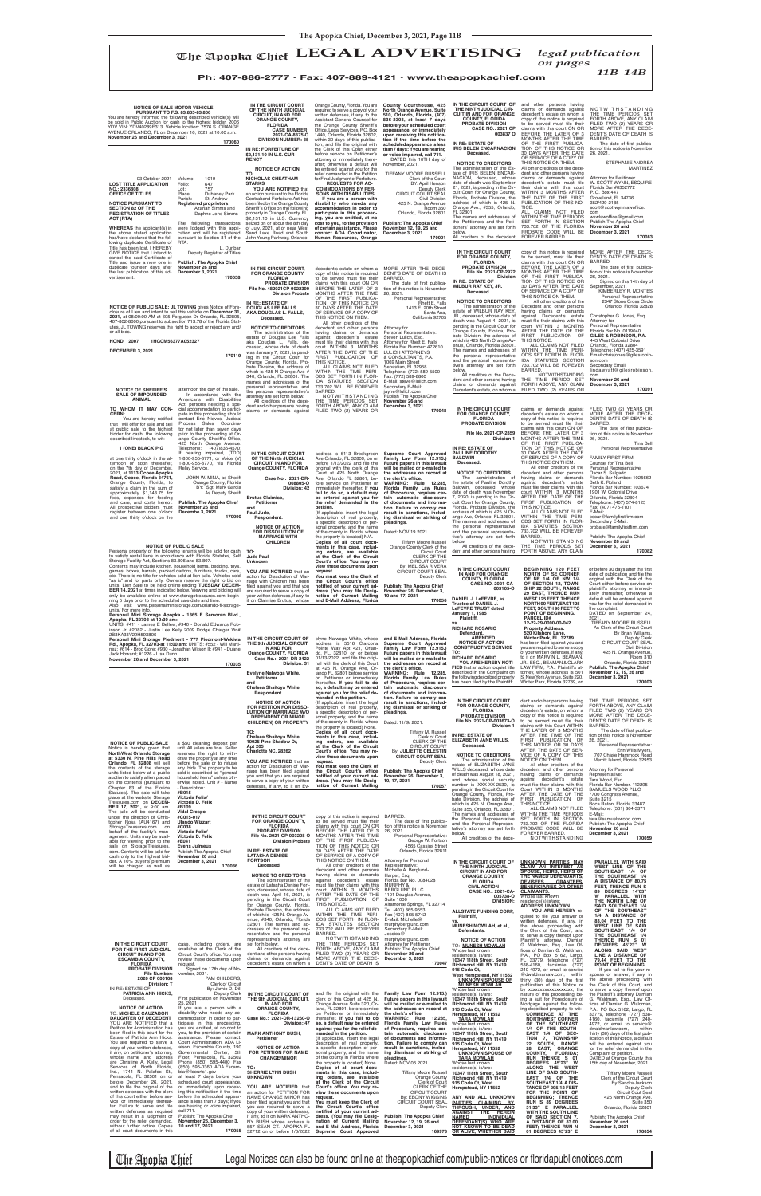# The Apopka Chief LEGAL ADVERTISING

*legal publication on pages 11B-14B*

**Ph: 407-886-2777 • Fax: 407-889-4121 • www.theapopkachief.com**

**NOTICE OF SALE MOTOR VEHICLE PURSUANT TO F.S. 83.805-83.806**

You are hereby informed the following described vehicle(s) will be sold in Public Auction for cash to the highest bidder. 2006 YDV VIN: YDV40289E313. Vehicle location: 7576 S. ORANGE AVENUE ORLANDO, FL on December 16, 2021 at 10:00 a.m.

**Publish: The Apopka Chief November 26 and December 3, 2021**

**170060**

---

03 October 2021

**LOST TITLE APPLICATION NO.: 2125908**

**OFFICE OF TITLES**

**NOTICE PURSUANT TO SECTION 82 OF THE REGISTRATION OF TITLES ACT (RTA)**

Volume: 1019
Folio: 647
Lot: 757
Place: Duhaney Park
Parish: St. Andrew

**Registered proprietors:** Azariah Simms and Daphne Jene Simms

**WHEREAS** the applicant(s) in the above stated application has/have declared that the following duplicate Certificate of Title has been lost, I HEREBY GIVE NOTICE that I intend to cancel the said Certificate of Title and issue a new one in duplicate fourteen days after the last publication of this advertisement.

The following transactions were lodged with this application and will be registered pursuant to Section 81 of the RTA:

L. Dunbar
Deputy Registrar of Titles

**Publish: The Apopka Chief November 26 and December 3, 2021**

**170058**

---

**NOTICE OF PUBLIC SALE: JL TOWING** gives Notice of Foreclosure of Lien and intent to sell this vehicle on **December 31, 2021**, at 08:00:00 AM at 605 Ferguson Dr Orlando, FL 32805, 407-802-8600 pursuant to subsection 713.78 of the Florida Statutes. JL TOWING reserves the right to accept or reject any and/or all bids.

**HOND 2007 1HGCM56377A052327**

**DECEMBER 3, 2021**

**170119**

---

**NOTICE OF SHERIFF'S SALE OF IMPOUNDED ANIMAL**

**TO WHOM IT MAY CONCERN:**

You are hereby notified that I will offer for sale and sell at public sale to the highest bidder for cash, the following described livestock, to-wit:

**1 (ONE) BLACK PIG**

at the entry of Orange County Sheriff's Office, **at 1113 Ocoee Apopka Road, Ocoee, Florida 34761**, Orange County, Florida, to satisfy a claim in the sum of approximately $1,143.75 for fees, expenses for feeding and care, and costs hereof. All prospective bidders must register between one o'clock and one thirty o'clock on the afternoon of the day of sale at 1:30 p.m. on the 17th day of December, 2021, at 1113 Ocoee Apopka Road, Ocoee, Florida 34761.

In accordance with the Americans with Disabilities Act, persons needing a special accommodation to participate in this proceeding should contact Eric Nieves, Judicial Process Sales Coordinator not later than seven days prior to the proceeding at Orange County Sheriff's Office, 425 North Orange Avenue. Telephone: (407)836-4570; If hearing impaired, (TDD) 1-800-955-8771, or Voice (V) 1-800-955-8770, via Florida Relay Service.

JOHN W. MINA, as Sheriff
Orange County, Florida
BY: Sgt. Mark Garcia
As Deputy Sheriff

**Publish: The Apopka Chief November 26 and December 3, 2021**

**170090**

---

**NOTICE OF PUBLIC SALE**

Personal property of the following tenants will be sold for cash to satisfy rental liens in accordance with Florida Statutes, Self Storage Facility Act, Sections 83.806 and 83.807.

Contents may include kitchen, household items, bedding, toys, games, boxes, barrels, packed cartons, furniture, trucks, cars, etc. There is no title for vehicles sold at lien sale. Vehicles sold "as is" and for parts only. Owners reserve the right to bid on units. Lien Sale to be held online ending **TUESDAY DECEMBER 14, 2021** at times indicated below. Viewing and bidding will only be available online at www.storagetreasures.com beginning 5 days prior to the scheduled sale date and time.

Also visit www.personalministorage.com/orlando-fl-storage-units/ for more info.

**Personal Mini Storage Apopka - 1365 E Semoran Blvd., Apopka, FL 32703-at 10:30 am:**
UNITS: #411 - James E Bellew; #940 - Donald Edwards Robinson Jr. #2082 - Justin Lee Kelly 2009 Dodge Charger Vin# 2B3KA33V29H593806

**Personal Mini Storage Piedmont - 777 Piedmont-Wekiwa Rd., Apopka, FL 32703-at 11:00 am:** UNITS: #552 - Will Martinez; #614 - Broc Gore; #930 - Jonathan Wilson II; #941 - Duane Jack Howard; #1226 - Lisa Dunn

**November 26 and December 3, 2021**

**170035**

---

**NOTICE OF PUBLIC SALE**

Notice is hereby given that **NorthWest Orlando Storage at 5330 N. Pine Hills Road Orlando, FL 32808** will sell the contents of the storage units listed below at a public auction to satisfy a lien placed on the contents (pursuant to Chapter 83 of the Florida Statutes). The sale will take place at the website StorageTreasures.com on **DECEMBER 17, 2021**, at 9:00 am. The sale will be conducted under the direction of Christopher Rosa (AU4167) and StorageTreasures.com on behalf of the facility's management. Units may be available for viewing prior to the sale on StorageTreasures.com. Contents will be sold for cash only to the highest bidder. A 10% buyer's premium will be charged as well as a $50 cleaning deposit per unit. All sales are final. Seller reserves the right to withdraw the property at any time before the sale or to refuse any bids. The property to be sold is described as "general household items" unless otherwise noted. Unit # - Name - Description:

**#B015**
**Victoria Felix/**
**Victoria D. Felix**
**#B109**
**Vidal Crespo**
**#C015-017**
**Ulando Vizzari**
**#C038**
**Victoria Felix/**
**Victoria D. Felix**
**#E041**
**Evens Julmeus**

Publish The Apopka Chief
**November 26 and December 3, 2021**

**170036**

---

**IN THE CIRCUIT COURT OF THE NINTH JUDICIAL CIRCUIT, IN AND FOR ORANGE COUNTY, FLORIDA**

**CASE NUMBER: 2021-CA-6375-O DIVISION NUMBER: 35**

**IN RE: FORFEITURE OF $2,131.10 IN U.S. CURRENCY**

**NOTICE OF ACTION**

**TO: NICHOLAS CHEATHAM-STARKS**

**YOU ARE NOTIFIED** that an action pursuant to the Florida Contraband Forfeiture Act has been filed by the Orange County Sheriff's Office on the following property in Orange County, FL: $2,131.10 in U.S. Currency seized on or about the 8th day of July, 2021, at or near West Sand Lake Road and South John Young Parkway, Orlando, Orange County, Florida. You are required to serve a copy of your written defenses, if any, to the Assistant General Counsel for the Orange County Sheriff's Office, Legal Services, P.O. Box 1440, Orlando, Florida 32802, within 30 days of this publication, and file the original with the Clerk of this Court either before service on Petitioner's attorney or immediately thereafter; otherwise a default will be entered against you for the relief demanded in the Petition for Final Judgment of Forfeiture.

**REQUESTS FOR ACCOMMODATIONS BY PERSONS WITH DISABILITIES.**

**If you are a person with a disability who needs any accommodation in order to participate in this proceeding, you are entitled, at no cost to you, to the provision of certain assistance. Please contact the ADA Coordinator, Human Resources, Orange County Courthouse, 425 North Orange Avenue, Suite 510, Orlando, Florida, (407) 836-2303, at least 7 days before your scheduled court appearance, or immediately upon receiving this notification if the time before the scheduled appearance is less than 7 days; if you are hearing or voice impaired, call 711.**

DATED this 10TH day of November, 2021.

TIFFANY MOORE RUSSELL
Clerk of the Court
BY: April Henson
Deputy Clerk
CIRCUIT COURT SEAL
Civil Division
425 N. Orange Avenue
Room 350
Orlando, Florida 32801

**Publish: The Apopka Chief November 12, 19, 26 and December 3, 2021**

**170001**

---

**IN THE CIRCUIT COURT OF THE NINTH JUDICIAL CIRCUIT IN AND FOR ORANGE COUNTY, FLORIDA PROBATE DIVISION**

**CASE NO.: 2021 CP 003837 O**

**IN RE: ESTATE OF IRIS BELEN ENCARNACION Deceased.**

**NOTICE TO CREDITORS**

The administration of the Estate of IRIS BELEN ENCARNACION, deceased, whose date of death was September 21, 2021, is pending in the Circuit Court for Orange County, Florida, Probate Division, the address of which is 425 N. Orange Ave., #355, Orlando, FL 32801.

The names and addresses of the Petitioners and the Petitioners' attorney are set forth below.

All creditors of the decedent and other persons having claims or demands against decedent's estate on whom a copy of this notice is required to be served must file their claims with this court ON OR BEFORE THE LATER OF 3 MONTHS AFTER THE TIME OF THE FIRST PUBLICATION OF THIS NOTICE OR 30 DAYS AFTER THE DATE OF SERVICE OF A COPY OF THIS NOTICE ON THEM.

All other creditors of the decedent and other persons having claims or demands against decedent's estate must file their claims with this court WITHIN 3 MONTHS AFTER THE DATE OF THE FIRST PUBLICATION OF THIS NOTICE.

ALL CLAIMS NOT FILED WITHIN THE TIME PERIODS SET FORTH IN SECTION 733.702 OF THE FLORIDA PROBATE CODE WILL BE FOREVER BARRED.

NOTWITHSTANDING THE TIME PERIODS SET FORTH ABOVE, ANY CLAIM FILED TWO (2) YEARS OR MORE AFTER THE DECEDENT'S DATE OF DEATH IS BARRED.

The date of first publication of this notice is November 26, 2021.

STEPHANIE ANDREA MARTINEZ

Attorney for Petitioner
Scott W. SCOTT, ESQUIRE
Florida Bar #0329772
P.O. Box 447
Groveland, FL 34736
352/429-2185
scott@scottwynlawoffice.com

**Publish: The Apopka Chief November 26 and December 3, 2021**

**170083**

---

**IN THE CIRCUIT COURT, ORANGE COUNTY, FLORIDA PROBATE DIVISION**

**File No. 48-2021-CP-002290 Division Probate**

**IN RE: ESTATE OF DOUGLAS LEE FALLS AKA DOUGLAS L. FALLS, Deceased.**

**NOTICE TO CREDITORS**

The administration of the estate of Douglas Lee Falls aka Douglas L. Falls, deceased, whose date of death was January 7, 2021, is pending in the Circuit Court for Orange County, Florida, Probate Division, the address of which is 425 N Orange Ave # 340, Orlando, FL 32801. The names and addresses of the personal representative and the personal representative's attorney are set forth below.

All creditors of the decedent and other persons having claims or demands against decedent's estate on whom a copy of this notice is required to be served must file their claims with this court ON OR BEFORE THE LATER OF 3 MONTHS AFTER THE TIME OF THE FIRST PUBLICATION OF THIS NOTICE OR 30 DAYS AFTER THE DATE OF SERVICE OF A COPY OF THIS NOTICE ON THEM.

All other creditors of the decedent and other persons having claims or demands against decedent's estate must file their claims with this court WITHIN 3 MONTHS AFTER THE DATE OF THE FIRST PUBLICATION OF THIS NOTICE.

ALL CLAIMS NOT FILED WITHIN THE TIME PERIODS SET FORTH IN FLORIDA STATUTES SECTION 733.702 WILL BE FOREVER BARRED.

NOTWITHSTANDING THE TIME PERIODS SET FORTH ABOVE, ANY CLAIM FILED TWO (2) YEARS OR MORE AFTER THE DECEDENT'S DATE OF DEATH IS BARRED.

The date of first publication of this notice is November 26, 2021.

Personal Representative:
Rhett E. Falls
1413 E. 20th Street
Santa Ana, California 92705

Attorney for Personal Representative:
Steven Lulich, Esq.
Attorney for Rhett E. Falls
Florida Bar Number: 472610
LULICH ATTORNEYS & CONSULTANTS, P.A.
1069 Main Street
Sebastian, FL 32958
Telephone: (772) 589-5500
Fax: (772) 589-8800
E-Mail: steve@lulich.com
Secondary E-Mail: jayne@lulich.com

**Publish The Apopka Chief November 26 and December 3, 2021**

**170048**

---

**IN THE CIRCUIT COURT FOR ORANGE COUNTY, FLORIDA PROBATE DIVISION**

**File No. 2021-CP-2972 Division**

**IN RE: ESTATE OF WILBUR RAY KEY, JR. Deceased.**

**NOTICE TO CREDITORS**

The administration of the estate of WILBUR RAY KEY, JR., deceased, whose date of death was August 4, 2021, is pending in the Circuit Court for Orange County, Florida, Probate Division, the address of which is 425 North Orange Avenue, Orlando, Florida 32801. The names and addresses of the personal representative and the personal representative's attorney are set forth below.

All creditors of the decedent and other persons having claims or demands against Decedent's estate, on whom a copy of this notice is required to be served, must file their claims with this court ON OR BEFORE THE LATER OF 3 MONTHS AFTER THE TIME OF THE FIRST PUBLICATION OF THIS NOTICE OR 30 DAYS AFTER THE DATE OF SERVICE OF A COPY OF THIS NOTICE ON THEM.

All other creditors of the Decedent and other persons having claims or demands against Decedent's estate must file their claims with this court WITHIN 3 MONTHS AFTER THE DATE OF THE FIRST PUBLICATION OF THIS NOTICE.

ALL CLAIMS NOT FILED WITHIN THE TIME PERIODS SET FORTH IN FLORIDA STATUTES SECTION 733.702 WILL BE FOREVER BARRED.

NOTWITHSTANDING THE TIME PERIOD SET FORTH ABOVE, ANY CLAIM FILED TWO (2) YEARS OR MORE AFTER THE DECEDENT'S DATE OF DEATH IS BARRED.

The date of first publication of this notice is November 26, 2021.

Signed on this 14th day of September, 2021.

KIMBERLY R. MONTES
Personal Representative
2947 Stone Cross Circle
Orlando, Florida 32828

Christopher G. Jones, Esq.
Attorney for Personal Representative
Florida Bar No. 0119040
**GILES & ROBINSON, P.A.**
445 West Colonial Drive
Orlando, FL 32804
Telephone: (407) 425-3591
Email: chrisjones@gilesrobinson.com
Secondary Email: lindaexyall@gilesrobinson.com

**November 26 and December 3, 2021**

**170091**

---

**IN THE CIRCUIT COURT FOR ORANGE COUNTY, FLORIDA PROBATE DIVISION**

**File No. 2021-CP-2859 Division 1**

**IN RE: ESTATE OF PAULINE DOROTHY BALDWIN Deceased.**

**NOTICE TO CREDITORS**

The administration of the estate of Pauline Dorothy Baldwin, deceased, whose date of death was November 7, 2020, is pending in the Circuit Court for Orange County, Florida, Probate Division, the address of which is 425 N Orange Ave, Orlando, FL 32801. The names and addresses of the personal representative and the personal representative's attorney are set forth below.

All creditors of the decedent and other persons having claims or demands against decedent's estate on whom a copy of this notice is required to be served must file their claims with this court ON OR BEFORE THE LATER OF 3 MONTHS AFTER THE TIME OF THE FIRST PUBLICATION OF THIS NOTICE OR 30 DAYS AFTER THE DATE OF SERVICE OF A COPY OF THIS NOTICE ON THEM.

All other creditors of the decedent and other persons having claims or demands against decedent's estate must file their claims with this court WITHIN 3 MONTHS AFTER THE DATE OF THE FIRST PUBLICATION OF THIS NOTICE.

ALL CLAIMS NOT FILED WITHIN THE TIME PERIODS SET FORTH IN FLORIDA STATUTES SECTION 733.702 WILL BE FOREVER BARRED.

NOTWITHSTANDING THE TIME PERIODS SET FORTH ABOVE, ANY CLAIM FILED TWO (2) YEARS OR MORE AFTER THE DECEDENT'S DATE OF DEATH IS BARRED.

The date of first publication of this notice is November 26, 2021.

Tina Bell
Personal Representative

FAMILY FIRST FIRM
Counsel for Tina Bell
Personal Representative
Oscar S. Salgado
Florida Bar Number: 1025662
Beth K. Roland
Florida Bar Number: 103674
1901 W. Colonial Drive
Orlando, Florida 32804
Telephone: (407) 574-8125
Fax: (407) 476-1101
E-Mail: oscar@familyfirstfirm.com
Secondary E-Mail: probate@familyfirstfirm.com

Publish: The Apopka Chief
**November 26 and December 3, 2021**

**170082**

---

**IN THE CIRCUIT COURT OF THE NINTH JUDICIAL CIRCUIT, IN AND FOR ORANGE COUNTY, FLORIDA**

**Case No.: 2021-DR-008805-O Division: 42**

**Brutus Claimise, Petitioner**

**and**

**Paul Jude, Respondent.**

**NOTICE OF ACTION FOR DISSOLUTION OF MARRIAGE WITH CHILDREN**

**TO: Jude Paul Unknown**

**YOU ARE NOTIFIED** that an action for Dissolution of Marriage with Children has been filed against you and that you are required to serve a copy of your written defenses, if any, to it on Claimise Brutus, whose address is 6113 Brookgreen Ave Orlando, FL 32808, on or before 11/30/2022 and file the original with the clerk of this Court at 425 North Orange Ave, Orlando FL 32801, before service on Petitioner or immediately thereafter. **If you fail to do so, a default may be entered against you for the relief demanded in the petition.**

{If applicable, insert the legal description of real property, a specific description of personal property, and the name of the county in Florida where the property is located} N/A.

**Copies of all court documents in this case, including orders, are available at the Clerk of the Circuit Court's office. You may review these documents upon request.**

**You must keep the Clerk of the Circuit Court's office notified of your current address. (You may file Designation of Current Mailing and E-Mail Address, Florida Supreme Court Approved Family Law Form 12.915.) Future papers in this lawsuit will be mailed or e-mailed to the addresses on record at the clerk's office.**

**WARNING: Rule 12.285, Florida Family Law Rules of Procedure, requires certain automatic disclosure of documents and information. Failure to comply can result in sanctions, including dismissal or striking of pleadings.**

Dated: NOV 19 2021.

Tiffany Moore Russell
Orange County Clerk of the Circuit Court
CLERK OF THE CIRCUIT COURT
By: MELISSA RIVERA
CIRCUIT COURT SEAL
Deputy Clerk

**Publish: The Apopka Chief November 26, December 3, 10 and 17, 2021**

**170056**

---

**IN THE CIRCUIT COURT IN AND FOR ORANGE COUNTY, FLORIDA**

**CASE NO. 2021-CA-003105-O**

**DANIEL J. LeFEVRE, as Trustee of DANIEL J. LeFEVRE TRUST dated January 1, 1985 Plaintiff,**

**vs.**

**RICHARD ROSARIO Defendant.**

**AMENDED NOTICE OF ACTION – CONSTRUCTIVE SERVICE**

**TO: RICHARD ROSARIO**

**YOU ARE HEREBY NOTIFIED** that an action to quiet title described in the Complaint on the following described property has been filed by the Plaintiff:

**BEGINNING 120 FEET NORTH OF SE CORNER OF NE 1/4 OF NW 1/4 OF SECTION 12, TOWNSHIP 22 SOUTH, RANGE 29 EAST, THENCE RUN WEST 125 FEET, THENCE NORTH 90 FEET, EAST 125 FEET, SOUTH 90 FEET TO POINT OF BEGINNING. PARCEL ID# 12-22-29-0000-00-042**

**Property Address: 520 Kilshore Lane, Winter Park, FL, 32789**

has been filed against you and you are required to serve a copy of your written defenses, if any, to it on MARVIN L. BEAMAN, JR., ESQ., BEAMAN & CLARK LAW FIRM, P.A., Plaintiff's attorney, whose address is 501 S. New York Avenue, Suite 220, Winter Park, Florida 32789, on or before 30 days from the first date of publication and file the original with the Clerk of this Court either before service on plaintiff's attorney or immediately thereafter; otherwise a default will be entered against you for the relief demanded in the complaint.

DATED on September 24, 2021.

TIFFANY MOORE RUSSELL
As Clerk of the Circuit Court
By: Brian Williams,
Deputy Clerk
CIRCUIT COURT SEAL
Civil Division
425 N. Orange Avenue,
Room 310
Orlando, Florida 32801

**Publish: The Apopka Chief November 12, 19, 26 and December 3, 2021**

**170003**

---

**IN THE CIRCUIT COURT OF THE 9th JUDICIAL CIRCUIT, IN AND FOR ORANGE COUNTY, FLORIDA**

**Case No.: 2021-DR-2422 Division: 31**

**Evelyne Nahrega White, Petitioner**

**and**

**Chelsea Shaitoya White Respondent.**

**NOTICE OF ACTION FOR PETITION FOR DISSOLUTION OF MARRIAGE W/O DEPENDENT OR MINOR CHILDREN) OR PROPERTY**

**TO: Chelsea Shaitoya White 10025 Pine Shadow Dr, Apt 205, Charlotte NC, 28262**

**YOU ARE NOTIFIED** that an action for Dissolution of Marriage has been filed against you and that you are required to serve a copy of your written defenses, if any, to it on Evelyne Nahrega White, whose address is 5516 Clarcona Pointe Way Apt 421, Orlando, FL, 32810, on or before 01/13/2022, and file the original with the clerk of this Court at 425 N. Orange Ave, Orlando FL 32801 before service on Petitioner or immediately thereafter. **If you fail to do so, a default may be entered against you for the relief demanded in the petition.**

{If applicable, insert the legal description of real property, a specific description of personal property, and the name of the county in Florida where the property is located} N/A.

**Copies of all court documents in this case, including orders, are available at the Clerk of the Circuit Court's office. You may review these documents upon request.**

**You must keep the Clerk of the Circuit Court's office notified of your current address. (You may file Designation of Current Mailing and E-Mail Address, Florida Supreme Court Approved Family Law Form 12.915.) Future papers in this lawsuit will be mailed or e-mailed to the addresses on record at the clerk's office.**

**WARNING: Rule 12.285, Florida Family Law Rules of Procedure, requires certain automatic disclosure of documents and information. Failure to comply can result in sanctions, including dismissal or striking of pleadings.**

Dated: 11/ 9/ 2021.

Tiffany M. Russell
Clerk of Court
CLERK OF THE CIRCUIT COURT
By: JULIETTE CELESTIN
CIRCUIT COURT SEAL
Deputy Clerk

**Publish: The Apopka Chief November 26, December 3, 10, 17, 2021**

**170057**

---

**IN THE CIRCUIT COURT FOR ORANGE COUNTY, FLORIDA PROBATE DIVISION**

**File No. 2021-CP-003673-O Division 1**

**IN RE: ESTATE OF ELIZABETH JANE WILLS, Deceased.**

**NOTICE TO CREDITORS**

The administration of the estate of ELIZABETH JANE WILLS deceased, whose date of death was August 18, 2021, and whose social security number is XXX-XX-2530, is pending in the Circuit Court for Orange County, Florida, Probate Division, the address of which is 425 N. Orange Ave, Suite 355, Orlando, FL 32801. The names and addresses of the Personal Representative and the Personal Representative's attorney are set forth below.

All creditors of the decedent and other persons having claims or demands against decedent's estate, on whom a copy of this notice is required to be served must file their claims with this court WITHIN THE LATER OF 3 MONTHS AFTER THE TIME OF THE FIRST PUBLICATION OF THIS NOTICE OR 30 DAYS AFTER THE DATE OF SERVICE OF A COPY OF THIS NOTICE ON THEM.

All other creditors of the decedent and other persons having claims or demands against decedent's estate must file their claims with this court WITHIN 3 MONTHS AFTER THE DATE OF THE FIRST PUBLICATION OF THIS NOTICE.

ALL CLAIMS NOT FILED WITHIN THE TIME PERIODS SET FORTH IN SECTION 733.702 OF THE FLORIDA PROBATE CODE WILL BE FOREVER BARRED.

NOTWITHSTANDING THE TIME PERIODS SET FORTH ABOVE, ANY CLAIM FILED TWO (2) YEARS OR MORE AFTER THE DECEDENT'S DATE OF DEATH IS BARRED.

The date of first publication of this Notice is November 26, 2021.

Personal Representative:
Erin Wills Myers
707 Chase Hammock Road
Merritt Island, Florida 32953

Attorney for Personal Representative:
Sara West, Esq.
Florida Bar Number: 112295
SAMUELS WOOD PLLC
7700 Congress Avenue,
Suite 3215
Boca Raton, Florida 33487
Telephone: (561) 664-3371
E-Mail: sara@samuelswood.com

Publish: The Apopka Chief
**November 26 and December 3, 2021**

**170059**

---

**IN THE CIRCUIT COURT, ORANGE COUNTY, FLORIDA PROBATE DIVISION**

**File No. 2021-CP-003208-O Division Probate**

**IN RE: ESTATE OF LATASHA DENISE FORTSON Deceased.**

**NOTICE TO CREDITORS**

The administration of the estate of Latasha Denise Fortson, deceased, whose date of death was April 16, 2021, is pending in the Circuit Court for Orange County, Florida, Probate Division, the address of which is 425 N. Orange Avenue, #340, Orlando, Florida 32801. The names and addresses of the personal representatives and the personal representative's attorney are set forth below.

All creditors of the decedent and other persons having claims or demands against decedent's estate on whom a copy of this notice is required to be served must file their claims with this court ON OR BEFORE THE LATER OF 3 MONTHS AFTER THE TIME OF THE FIRST PUBLICATION OF THIS NOTICE OR 30 DAYS AFTER THE DATE OF SERVICE OF A COPY OF THIS NOTICE ON THEM.

All other creditors of the decedent and other persons having claims or demands against decedent's estate must file their claims with this court WITHIN 3 MONTHS AFTER THE DATE OF THE FIRST PUBLICATION OF THIS NOTICE.

ALL CLAIMS NOT FILED WITHIN THE TIME PERIODS SET FORTH IN FLORIDA STATUTES SECTION 733.702 WILL BE FOREVER BARRED.

NOTWITHSTANDING THE TIME PERIODS SET FORTH ABOVE, ANY CLAIM FILED TWO (2) YEARS OR MORE AFTER THE DECEDENT'S DATE OF DEATH IS BARRED.

The date of first publication of this notice is November 26, 2021.

Personal Representative:
George W. Fortson
4565 Cassius Street
Orlando, Florida 32811

Attorney for Personal Representative:
Michelle A. Berglund-Harper, Esq.
Florida Bar No. 0084028
MURPHY & BERGLUND PLLC
1101 Douglas Avenue, Suite 1006
Altamonte Springs, FL 32714
Tel. (407) 865-9553
Fax (407) 865-5742
E-Mail: Michelle@murphyberglund.com
Secondary E-Mail: Jessica@murphyberglund.com
Attorney for Petitioner

Publish: The Apopka Chief
**November 26 and December 3, 2021**

**170047**

---

**IN THE CIRCUIT COURT OF THE NINTH JUDICIAL CIRCUIT IN AND FOR ORANGE COUNTY, FLORIDA CIVIL ACTION**

**CASE NO.: 2021-CA-005738-O DIVISION:**

**ALLSTATE FUNDING CORP, Plaintiff,**

**vs.**

**MUNESH MOWLAH, et al., Defendants.**

**NOTICE OF ACTION**

**TO: MUNESH MOWLAH**
Whose last known residence(s) is/are:
10347 118th Street, South Richmond Hill, NY 11419
915 Coda Ct,
**West Hempstead, NY 11552**

**UNKNOWN SPOUSE OF MUNESH MOWLAH**
Whose last known residence(s) is/are:
10347 118th Street, South Richmond Hill, NY 11419
915 Coda Ct, West Hempstead, NY 11552

**TARA MOWLAH**
Whose last known residence(s) is/are:
10347 118th Street, South Richmond Hill, NY 11419
915 Coda Ct, West Hempstead, NY 11552

**UNKNOWN SPOUSE OF TARA MOWLAH**
Whose last known residence(s) is/are:
10347 118th Street, South Richmond Hill, NY 11419
915 Coda Ct, West Hempstead, NY 11552

**ANY AND ALL UNKNOWN PARTIES CLAIMING BY, THROUGH, UNDER, AND AGAINST THE HEREIN NAMED INDIVIDUAL DEFENDANT(S) WHO ARE NOT KNOWN TO BE DEAD OR ALIVE, WHETHER SAID UNKNOWN PARTIES MAY CLAIM AN INTEREST AS SPOUSES, HEIRS, DEVISEES, GRANTEES, OR OTHER CLAIMANTS.**
Whose last known residence(s) is/are:

**ADDRESS UNKNOWN**

**YOU ARE HEREBY** required to file your answer or written defenses, if any, in the above proceeding with the Clerk of this Court, and to serve a copy thereof upon Plaintiff's attorney, Damian G. Waldman, Esq., Law Offices of Damian G. Waldman, P.A., PO Box 5162, Largo, FL 33779, telephone (727) 538-4160, facsimile (727) 240-4972, or email to service@dwaldmanlaw.com, within thirty (30) days of the first publication of this Notice of xxxxxxxxxxxxxxxxxxx, the nature of this proceeding being a suit for Foreclosure of Mortgage against the following described property, to wit:

**COMMENCE AT THE NORTHWEST CORNER OF THE SOUTHEAST 1/4 OF THE SOUTHEAST 1/4 OF SECTION 7, TOWNSHIP 22 SOUTH, RANGE 28 EAST, ORANGE COUNTY, FLORIDA; RUN THENCE S 01 DEGREES 45'23" W ALONG THE WEST LINE OF SAID SOUTHEAST 1/4 OF THE SOUTHEAST 1/4 A DISTANCE OF 295.12 FEET FOR THE POINT OF BEGINNING; THENCE RUN S 89 DEGREES 51'33" E PARALLEL WITH THE SOUTH LINE OF SAID SECTION 7, A DISTANCE OF 83.04 FEET; THENCE RUN S 01 DEGREES 45'23" E PARALLEL WITH SAID WEST LINE OF THE SOUTHEAST 1/4 OF THE SOUTHEAST 1/4 A DISTANCE OF 80.75 FEET, THENCE RUN S 89 DEGREES 14'03" W PARALLEL WITH THE NORTH LINE OF SAID SOUTHEAST 1/4 OF THE SOUTHEAST 1/4 A DISTANCE OF 83.04 FEET TO THE WEST LINE OF SAID SOUTHEAST 1/4 OF THE SOUTHEAST 1/4; THENCE RUN S 01 DEGREES 45'23" W ALONG SAID WEST LINE A DISTANCE OF 79.44 FEET TO THE POINT OF BEGINNING.**

If you fail to file your response or answer, if any, in the above proceeding with the Clerk of this Court, and to serve a copy thereof upon the Plaintiff's attorney, Damian G. Waldman, Esq., Law Offices of Damian G. Waldman, P.A., PO Box 5162, Largo, FL 33779, telephone (727) 538-4160, facsimile (727) 240-4972, or email to service@dwaldmanlaw.com, within thirty (30) days of the first publication of this Notice, a default will be entered against you for the relief demanded in the Complaint or petition.

DATED at Orange County this 15th day of November, 2021.

Tiffany Moore Russell
Clerk of the Circuit Court
By Sandra Jackson
Deputy Clerk
Circuit Court Seal
425 North Orange Ave.
Suite 350
Orlando, Florida 32801

Publish: The Apopka Chief
**November 26 and December 3, 2021**

**170054**

---

**IN THE CIRCUIT COURT FOR THE FIRST JUDICIAL CIRCUIT IN AND FOR ESCAMBIA COUNTY, FLORIDA PROBATE DIVISION**

**File Number: 2020 CP 000108 Division: T**

**IN RE: ESTATE OF PATRICIA ANN HICKS, Deceased.**

**NOTICE OF ACTION TO: MICHELLE CAUZABON DAUGHTER OF DECEDENT**

YOU ARE NOTIFIED that a Petition for Administration has been filed in this court for the Estate of Patricia Ann Hicks. You are required to serve a copy of your written defenses, if any, on petitioner's attorney, whose name and address are Christine A. Kelly, Legal Services of North Florida, Inc., 1741 N. Palafox St., Pensacola, FL 32501 on or before December 26, 2021, and to file the original of the written defenses with the clerk of this court either before service or immediately thereafter. Failure to serve and file written defenses as required may result in a judgment or order for the relief demanded, without further notice. Copies of all court documents in this case, including orders, are available at the Clerk of the Circuit Court's office. You may review these documents upon request.

Signed on 17th day of November, 2021.

PAM CHILDERS,
Clerk of Circuit
By: Jamie D. Dill
Deputy Clerk

First publication on November 26, 2021

If you are a person with a disability who needs any accommodation in order to participate in this proceeding, you are entitled, at no cost to you, to the provision of certain assistance. Please contact Court Administration, ADA Liaison, Escambia County, 190 Governmental Center, 5th Floor, Pensacola, FL 32502 Phone (850) 595-4400 Fax (850) 595-0360 ADA.Escambia@flcourts1.gov at least 7 days before your scheduled court appearance, or immediately upon receiving this notification if the time before the scheduled appearance is less than 7 days; if you are hearing or voice impaired, call 711.

Publish: The Apopka Chief
**November 26, December 3, 10 and 17, 2021**

**170055**

---

**IN THE CIRCUIT COURT OF THE 9th JUDICIAL CIRCUIT, IN AND FOR ORANGE COUNTY, FLORIDA**

**Case No.: 2021-DR-13260-O Division: 47**

**MARK ANTHONY BUSH, Petitioner**

**NOTICE OF ACTION FOR PETITION FOR CHANGE OF NAME**

**TO: SHERINE LYNN BUSH UNKNOWN**

**YOU ARE NOTIFIED** that an action for PETITION FOR NAME CHANGE MINOR has been filed against you and that you are required to serve a copy of your written defenses, if any, to it on MARK ANTHONY BUSH whose address is 557 SEAN CT, APOPKA FL 32712 on or before 1/6/2022 and file the original with the clerk of this Court at 425 N. Orange Avenue Suite 320, Orlando, FL 32801, before service on Petitioner or immediately thereafter. **If you fail to do so, a default may be entered against you for the relief demanded in the petition.**

{If applicable, insert the legal description of real property, a specific description of personal property, and the name of the county in Florida where the property is located} N/A.

**Copies of all court documents in this case, including orders, are available at the Clerk of the Circuit Court's office. You may review these documents upon request.**

**You must keep the Clerk of the Circuit Court's office notified of your current address. (You may file Designation of Current Mailing and E-Mail Address, Florida Supreme Court Approved Family Law Form 12.915.) Future papers in this lawsuit will be mailed or e-mailed to the addresses on record at the clerk's office.**

**WARNING: Rule 12.285, Florida Family Law Rules of Procedure, requires certain automatic disclosure of documents and information. Failure to comply can result in sanctions, including dismissal or striking of pleadings.**

Dated: NOV 05 2021.

Tiffany Moore Russell
Orange County
Clerk of Court
CLERK OF THE CIRCUIT COURT
By: EBONY WIGGINS
CIRCUIT COURT SEAL
Deputy Clerk

**Publish: The Apopka Chief November 12, 19, 26 and December 3, 2021**

**169973**

---

Legal Notices can also be found online at theapopkachief.com/public-notices or floridapublicnotices.com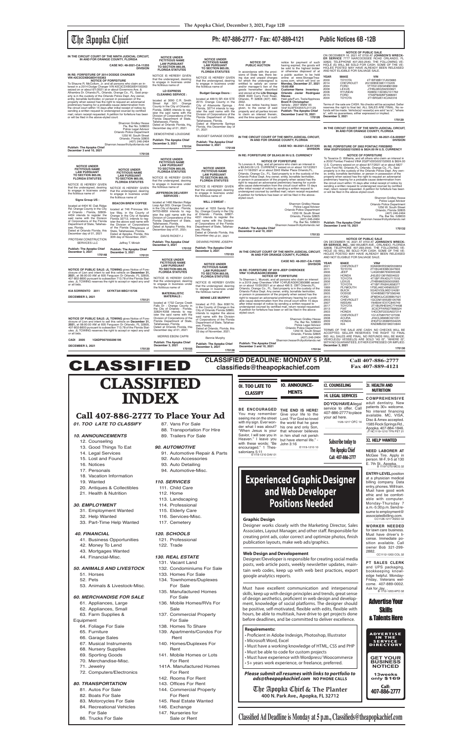# The Apopka Chief

Ph: 407-886-2777 • Fax: 407-889-4121

Public Notices 6B -12B

**IN THE CIRCUIT COURT OF THE NINTH JUDICIAL CIRCUIT, IN AND FOR ORANGE COUNTY, FLORIDA**

**CASE NO: 48-2021-CA-11255 DIVISION**

**IN RE: FORFEITURE OF 2014 DODGE CHARGER VIN #2C3CDXBG8EH193363**

**NOTICE OF FORFEITURE**

To Shaune R. McCollum, Jr. and all persons who claim an interest in a 2014 Dodge Charger VIN #2C3CDXBG8EH193363 seized on or about 6/1/2021 at or about Governors Ave. & Alhambra Dr. Orlando,FL. Orlando, Orange Co., FL. Said property is in the custody of the Orlando Police Dept. Any owner, entity, bonafide lienholder, or person in possession of the property when seized has the right to request an adversarial preliminary hearing for a probable cause determination from the circuit court within 15 days after initial receipt of notice by sending a written request to undersigned counsel by certified mail, return receipt requested. A petition for forfeiture has been or will be filed in the above-styled court.

Shannon Gridley Hesse
Fla. Bar No. 528633
Police Legal Advisor
Orlando Police Department
1250 W. South Street
Orlando, Florida 32805
(407) 246-2464
Shannon.hesse@cityoforlando.net

**Publish: The Apopka Chief December 3 and 10, 2021**

170135

**NOTICE UNDER FICTITIOUS NAME LAW PURSUANT TO SECTION 865.09, FLORIDA STATUTES**

NOTICE IS HEREBY GIVEN that the undersigned, desiring to engage in business under the fictitious name of

**LD EXPRESS CLEANING SERVICE :**

located at 3090 C.R. Smith Street Apt 501. Orange County in the City of Orlando : Florida, 32805 intends to register the said name with the Division of Corporations of the Florida Department of State, Tallahassee, Florida.
Dated at Orlando Florida, this December day of 01, 2021

DEMOSTHENE LOUIDGINE

**Publish: The Apopka Chief December 3, 2021**

170154

**NOTICE UNDER FICTITIOUS NAME LAW PURSUANT TO SECTION 865.09, FLORIDA STATUTES**

NOTICE IS HEREBY GIVEN that the undersigned, desiring to engage in business under the fictitious name of

**Budget Garage Doors :**

located at 499 N SR 434 STE 2015: Orange County in the City of Altamonte Springs : Florida, 32714 intends to register the said name with the Division of Corporations of the Florida Department of State, Tallahassee, Florida.
Dated at Altamonte Springs Florida, this December day of 01, 2021

BUDGET GARAGE DOORS

**Publish: The Apopka Chief December 3, 2021**

170149

**NOTICE OF PUBLIC AUCTION**

In accordance with the provisions of State law, there being due and unpaid charges for which the undersigned is entitled to satisfy an owner and/or manager's lien of the goods hereinafter described and stored at the **Life Storage #628**: 4020 Curry Ford Road, Orlando, Fl 32806 (407) 480-2932.
And, due notice having been given, to the owner of said property and all parties known to claim an interest therein, and the time specified in such notice for payment of such having expired, the goods will be sold to the highest bidder or otherwise disposed of at a public auction to be held online at www.StorageTreasures.com, which will end on **Monday, December 27, 2021 10:00 AM**
**Customer Name Inventory**
**Orlando Javier Rodriguez Nieves**
Hsld gds/Furn, Tools/Applnces
**Brent R Christopher**
Vehicle - 2007 BMW X5
Vin# 5UXFE43557L011125
**Publish: The Apopka Chief December 3 and 10, 2021**

170126

**NOTICE OF PUBLIC SALE**

ON DECEMBER 16, 2021 AT 0700 AT **JOHNSON'S WRECKER SERVICE** 7777 NARCOOSSEE ROAD ORLANDO, FL 32822. TELEPHONE 407-293-2540. THE FOLLOWING VEHICLE (S) WILL BE SOLD FOR CASH. SOME OF THE VEHICLES POSTED MAY HAVE ALREADY BEEN RELEASED AND NOT ELIGIBLE FOR SALVAGE SALE.

| YEAR | MAKE | VIN |
|---|---|---|
| 2000 | TOYOTA | 4T1BF28B1YU023683 |
| 2014 | CHEVROLET | 2G1WB5E38E1115205 |
| 2004 | FORD | 1FTRX12W34NB61669 |
| 2009 | LEXUS | JTHBJ46G592330061 |
| 2006 | HYUNDAI | KMBSC13D36U101762 |
| 2015 | FORD | 1FA6P8AM5F5388091 |
| 2004 | TOYOTA | 2T1BR32E14C242316 |

Terms of the sale are CASH. No checks will be accepted. Seller reserves the right to final bid. ALL SALES ARE FINAL. No refunds will be made. Vehicle(s)/ vessel(s) will be sold "as is", "where is", with no guarantees, either expressed or implied.
**December 3, 2021**

170129

**NOTICE UNDER FICTITIOUS NAME LAW PURSUANT TO SECTION 865.09, FLORIDA STATUTES**

NOTICE IS HEREBY GIVEN that the undersigned, desiring to engage in business under the fictitious name of

**Signa Group US :**

located at 4404 W. Oak Ridge Rd: Orange County in the City of Orlando : Florida, 32809-4454 intends to register the said name with the Division of Corporations of the Florida Department of State, Tallahassee, Florida.
Dated at Orlando Florida, this December day of 01, 2021

PROTEAM CONSTRUCTION SERVICES LLC

**Publish: The Apopka Chief December 3, 2021**

170148

**NOTICE UNDER FICTITIOUS NAME LAW PURSUANT TO SECTION 865.09, FLORIDA STATUTES**

NOTICE IS HEREBY GIVEN that the undersigned, desiring to engage in business under the fictitious name of

**BEACON BREW COFFEE**

located at 746 Primrose Willow Way, in the County of Orange in the City of Apopka Florida 32712, intends to register the above said name with the Division of Corporations of the Florida Department of State, Tallahassee, Florida.
Dated at Apopka, Florida, this 30th day of November, 2021.

Jeffrey T. Minish

**Publish: The Apopka Chief December 3, 2021**

170131

**NOTICE UNDER FICTITIOUS NAME LAW PURSUANT TO SECTION 865.09, FLORIDA STATUTES**

NOTICE IS HEREBY GIVEN that the undersigned, desiring to engage in business under the fictitious name of

**JEFFERSON DELIVERY SERVICES :**

located at 1460 Marden Ridge Loop Apt 303: Orange County in the City of Apopka : Florida, 34703-6059 intends to register the said name with the Division of Corporations of the Florida Department of State, Tallahassee, Florida.
Dated at Apopka Florida, this December day of 01, 2021

DAVIS RICKEY J

**Publish: The Apopka Chief December 3, 2021**

170152

**NOTICE UNDER FICTITIOUS NAME LAW PURSUANT TO SECTION 865.09, FLORIDA STATUTES**

NOTICE IS HEREBY GIVEN that the undersigned, desiring to engage in business under the fictitious name of

**WILL 2 SWEAT :**

located at 1633 Sandy Point Sq.: Orange County in the City of Orlando : Florida, 32807-4231 intends to register the said name with the Division of Corporations of the Florida Department of State, Tallahassee, Florida.
Dated at Orlando Florida, this December day of 01, 2021

DEVARIS PIERRE JOSEPH

**Publish: The Apopka Chief December 3, 2021**

170153

**IN THE CIRCUIT COURT OF THE NINTH JUDICIAL CIRCUIT, IN AND FOR ORANGE COUNTY, FLORIDA**

**CASE NO: 48-2021-CA-011243 DIVISION**

**IN RE: FORFEITURE OF $9,643.00 IN U.S. CURRENCY**

**NOTICE OF FORFEITURE**

To Lorenzo A. King, and all persons who claim an interest in a $9,643.00 U.S. CURRENCY seized on or about 10/12/2021 and 11/16/2021 at or about 3343 Waller Place Orlando,FL. Orlando, Orange Co., FL. Said property is in the custody of the Orlando Police Dept. Any owner, entity, bonafide lienholder, or person in possession of the property when seized has the right to request an adversarial preliminary hearing for a probable cause determination from the circuit court within 15 days after initial receipt of notice by sending a written request to undersigned counsel by certified mail, return receipt requested. A petition for forfeiture has been or will be filed in the above-styled court.

Shannon Gridley Hesse
Police Legal Advisor
Orlando Police Department
1250 W. South Street
Orlando, Florida 32805
(407) 246-2464
Fla. Bar No. 528633
Shannon.hesse@cityoforlando.net

**Publish: The Apopka Chief December 3 and 10, 2021**

170133

**IN THE CIRCUIT COURT OF THE NINTH JUDICIAL CIRCUIT, IN AND FOR ORANGE COUNTY, FLORIDA**

**CASE NO: 48-2021-CA-009597 DIVISION**

**IN RE: FORFEITURE OF 2002 PONTIAC FIREBIRD VIN# 2G2FV22G022152903 & $624.00 IN U.S. CURRENCY**

**NOTICE OF FORFEITURE**

To Tavarice D. Williams, and all others who claim an interest in a 2002 Pontiac Firebird VIN# 2G2FV22G022152903 & $624.00 U.S. Currency seized on or about 8/17/2021 at or about 5827 Curry Ford Rd. Orlando,FL. Orlando, Orange Co., FL. Said property is in the custody of the Orlando Police Dept. Any owner, entity, bonafide lienholder, or person in possession of the property when seized has the right to request an adversarial preliminary hearing for a probable cause determination from the circuit court within 15 days after initial receipt of notice by sending a written request to undersigned counsel by certified mail, return receipt requested. A petition for forfeiture has been or will be filed in the above-styled court.

Shannon Gridley Hesse
Police Legal Advisor
Orlando Police Department
1250 W. South Street
Orlando, Florida 32805
(407) 246-2464
Fla. Bar No. 528633
Shannon.hesse@cityoforlando.net

**Publish: The Apopka Chief December 3 and 10, 2021**

170132

**NOTICE OF PUBLIC SALE: JL TOWING** gives Notice of Foreclosure of Lien and intent to sell this vehicle on **December 31, 2021**, at 08:00:00 AM at 605 Ferguson Dr Orlando, FL 32805, 407-802-8600 pursuant to subsection 713.78 of the Florida Statutes. JL TOWING reserves the right to accept or reject any and/or all bids.

**KIA SORRENTO 2011 5XYKT3A18BG115726**

**DECEMBER 3, 2021**

170121

**NOTICE UNDER FICTITIOUS NAME LAW PURSUANT TO SECTION 865.09, FLORIDA STATUTES**

NOTICE IS HEREBY GIVEN that the undersigned, desiring to engage in business under the fictitious name of

**MATERIALISTIC MATERIALS :**

located at 1732 Carpe Creek Falls Dr : Orange County in the City of Orlando : Florida, 32824-4358 intends to register the said name with the Division of Corporations of the Florida Department of State, Tallahassee, Florida.
Dated at Orlando Florida, this December day of 01, 2021

MORRIS EBONI CAPRI

**Publish: The Apopka Chief December 3, 2021**

170155

**NOTICE UNDER FICTITIOUS NAME LAW PURSUANT TO SECTION 865.09, FLORIDA STATUTES**

NOTICE IS HEREBY GIVEN that the undersigned, desiring to engage in business under the fictitious name of

**BENNIE LEE MURPHY**

located at P.O. Box 606174, in the County of Orange in the City of Orlando Florida 32860, intends to register the above said name with the Division of Corporations of the Florida Department of State, Tallahassee, Florida.
Dated at Orlando, Florida, this 03 day of November, 2021.

Bennie Murphy

**Publish: The Apopka Chief December 3, 2021**

170128

**IN THE CIRCUIT COURT OF THE NINTH JUDICIAL CIRCUIT, IN AND FOR ORANGE COUNTY, FLORIDA**

**CASE NO: 48-2021-CA-11025 DIVISION**

**IN RE: FORFEITURE OF 2019 JEEP CHEROKEE VIN# 1C4RJEAG0KC650886**

**NOTICE OF FORFEITURE**

To Shannon L. Muroski, and all persons who claim an interest in a 2019 Jeep Cherokee VIN# 1C4RJEAG0KC650886 seized on or about 10/20/2021 at or about 496 S. OBT Orlando,FL. Orlando, Orange Co., FL. Said property is in the custody of the Orlando Police Dept. Any owner, entity, bonafide lienholder, or person in possession of the property when seized has the right to request an adversarial preliminary hearing for a probable cause determination from the circuit court within 15 days after initial receipt of notice by sending a written request to undersigned counsel by certified mail, return receipt requested. A petition for forfeiture has been or will be filed in the above-styled court.

Shannon Gridley Hesse
Fla. Bar No. 528633
Police Legal Advisor
Orlando Police Department
1250 W. South Street
Orlando, Florida 32805
(407) 246-2464
Shannon.hesse@cityoforlando.net

**Publish: The Apopka Chief December 3 and 10, 2021**

170134

**NOTICE OF PUBLIC SALE**

ON DECEMBER 16, 2021 AT 0700 AT **JOHNSON'S WRECKER SERVICE, INC.,** 580 WILMER AVE., ORLANDO, FLORIDA 32808. TELEPHONE 407-293-2540. THE FOLLOWING VEHICLE (S) WILL BE SOLD FOR CASH. SOME OF THE VEHICLES POSTED MAY HAVE ALREADY BEEN RELEASED AND NOT ELIGIBLE FOR SALVAGE SALE.

| YEAR | MAKE | VIN# |
|---|---|---|
| 2021 | CHEVROLET | 3GNKBHRS5MS533859 |
| 2011 | TOYOTA | 2T1BU4EE8BC647603 |
| 2006 | JEEP | 1J4GK58K76W205326 |
| 2000 | HONDA | JH2JE0136YM004022 |
| 2013 | TOYOTA | 4T1BF1FK4DU717016 |
| 2006 | LEXUS | JTHBB96S365000083 |
| 2017 | TOYOTA | 4T1BF1FK6HU658377 |
| 1999 | PLYMOUTH | 1P3EJ46CXWN265227 |
| 2006 | BUICK | 5GADV33L96D124281 |
| 2005 | DODGE | 1D4HB58D75F556246 |
| 2013 | FORD | 2FMDK3JC3DBB57521 |
| 2003 | CHEVROLET | 1GCDM19X53B105766 |
| 2007 | NISSAN | 1N4BA41E57C845749 |
| 2017 | TOYOTA | 2T1BURHE5HC774408 |
| 2013 | FIAT | 3C3CFFAR5DT688324 |
| 2003 | HONDA | 1HGCM72683A027274 |
| 2009 | CHEVROLET | 1G1AT58H797107336 |
| 2008 | ACURA | JH4CL96998C021051 |
| 2009 | HONDA | 2HGFG12689H534225 |
| 2009 | KIA | KNDMB233196310844 |

TERMS OF THE SALE ARE CASH. NO CHECKS WILL BE ACCEPTED. SELLER RESERVES THE RIGHT TO FINAL BID. ALL SALES ARE FINAL. NO REFUNDS WILL BE MADE. VEHICLE(S)/ VESSEL(S) ARE SOLD "AS IS", "WHERE IS", WITH NO GUARANTEES, EITHER EXPRESSED OR IMPLIED.
**December 3, 2021**

170130

**NOTICE OF PUBLIC SALE: JL TOWING** gives Notice of Foreclosure of Lien and intent to sell this vehicle on **December 31, 2021**, at 08:00:00 AM at 605 Ferguson Dr Orlando, FL 32805, 407-802-8600 pursuant to subsection 713.78 of the Florida Statutes. JL TOWING reserves the right to accept or reject any and/or all bids.

**CADI 2005 1G6DP567550206195**

**DECEMBER 3, 2021**

170120

# CLASSIFIED

**CLASSIFIED DEADLINE: MONDAY 5 P.M.**
**classifieds@theapopkachief.com**

Call 407-886-2777
Fax 407-889-4121

## CLASSIFIED INDEX

### Call 407-886-2777 To Place Your Ad

*01. TOO LATE TO CLASSIFY*

*10. ANNOUNCEMENTS*
- 12. Counseling
- 13. Good Things To Eat
- 14. Legal Services
- 15. Lost and Found
- 16. Notices
- 17. Personals
- 18. Vacation Information
- 19. Wanted
- 20. Antiques & Collectibles
- 21. Health & Nutrition

*30. EMPLOYMENT*
- 31. Employment Wanted
- 32. Help Wanted
- 33. Part-Time Help Wanted

*40. FINANCIAL*
- 41. Business Opportunities
- 42. Money To Lend
- 43. Mortgages Wanted
- 44. Financial-Misc.

*50. ANIMALS AND LIVESTOCK*
- 51. Horses
- 52. Pets
- 53. Animals & Livestock-Misc.

*60. MERCHANDISE FOR SALE*
- 61. Appliances, Large
- 62. Appliances, Small
- 63. Farm Supplies & Equipment
- 64. Foliage For Sale
- 65. Furniture
- 66. Garage Sales
- 67. Musical Instruments
- 68. Nursery Supplies
- 69. Sporting Goods
- 70. Merchandise-Misc.
- 71. Jewelry
- 72. Computers/Electronics

*80. TRANSPORTATION*
- 81. Autos For Sale
- 82. Boats For Sale
- 83. Motorcycles For Sale
- 84. Recreational Vehicles For Sale
- 86. Trucks For Sale
- 87. Vans For Sale
- 88. Transportation For Hire
- 89. Trailers For Sale

*90. AUTOMOTIVE*
- 91. Automotive Repair & Parts
- 92. Auto Accessories
- 93. Auto Detailing
- 94. Automotive-Misc.

*110. SERVICES*
- 111. Child Care
- 112. Home
- 113. Landscaping
- 114. Professional
- 115. Elderly Care
- 116. Services-Misc.
- 117. Cemetery

*120. SCHOOLS*
- 121. Professional
- 122. Trade

*130. REAL ESTATE*
- 131. Vacant Land
- 132. Condominiums For Sale
- 133. Homes For Sale
- 134. Townhomes/Duplexes For Sale
- 135. Manufactured Homes For Sale
- 136. Mobile Homes/RVs For Sale
- 137. Commercial Property For Sale
- 138. Homes To Share
- 139. Apartments/Condos For Rent
- 140. Homes/Duplexes For Rent
- 141. Mobile Homes or Lots For Rent
- 141A. Manufactured Homes For Rent
- 142. Rooms For Rent
- 143. Offices For Rent
- 144. Commercial Property For Rent
- 145. Real Estate Wanted
- 146. Exchange
- 147. Nurseries for Sale or Rent

### 01. TOO LATE TO CLASSIFY

**BE ENCOURAGED** You may remember seeing me on the street with my sign. Ever wonder what I was about? "When Jesus is your Savior, I will see you in Heaven." I leave you with these words: "Be encouraged." 1 Thessalonians 5:11
E1119-1210 DAV 01

### 10. ANNOUNCEMENTS

**THE END IS HERE!** Give your life to the Lord. "For God so loved the world that he gave his one and only Son, that whoever believes in him shall not perish but have eternal life." - John 3:16
E1119-1210 10

### 12. COUNSELING

### 14. LEGAL SERVICES

**DO YOU HAVE A** legal service to offer. Call 407-886-2777 to place your ad here.
1120-1217 OFC 14

**Subscribe today to The Apopka Chief**
**Call: 407-886-2777**

### 21. HEALTH AND NUTRITION

**COMPREHENSIVE** adult dentistry. New patients 30+ welcome. No interest financing available. MC, VISA, Disc & Amex accepted. 1585 Rock Springs Rd., Apopka. 407-884-1846.
JT NC1119-1210 TFN PET 21

### 32. HELP WANTED

**NEED LABORER AT** McGee Tire. Apply in person. M-F, 9-5 at 130 E. 7th St., Apopka.
B 1119-1210 MCG 32

**ENTRY-LEVEL** position at a physician medical billing company. Data entry, phones. Will train. Must have good work ethic and be comfortable with computer. Monday-Thursday 7 a.m.-5:30 p.m. Send resume to employment@associatedbilling.com.
CC1126-1217 ASSO 32

**WORKER NEEDED** for lawn care business. Must have driver's license. Immediate position available. Call owner Bob 321-299-2882.
CC1112-1203 COL 32

**PT SALES CLERK** and UPS packaging, bookkeeping knowledge helpful. Monday-Friday. Veterans welcome. 407-889-0002. Ask for Jay.
B 1112-1203 APO 32

**Advertise Your Skills & Talents Here**

**ADVERTISE IN THE SERVICE DIRECTORY**

**GET YOUR BUSINESS NOTICED**

**13weeks only $169**

**Call: 407-886-2777**

## Experienced Graphic Designer and Web Developer Positions Needed

**Graphic Design**

Designer works closely with the Marketing Director, Sales Associates, Layout Manager, and other staff. Responsible for creating print ads, color correct and optimize photos, finish publication layouts, make web ads/graphics.

**Web Design and Developement**

Designer/Developer is responsible for creating social media posts, web article posts, weekly newsletter updates, maintain web codes, keep up with web best practices, export google analytics reports.

Must have excellent communication and interpersonal skills, keep up with design principles and trends, great sense of design aesthetics, proficient in web design and development, knowledge of social platforms. The designer should be positive, self-motivated, flexible with edits, flexible with hours, be able to multitask, have drive to get projects done before deadlines, and be committed to deliver excellence.

**Requirements:**
- Proficient in Adobe Indesign, Photoshop, Illustrator
- Microsoft Word, Excel
- Must have a working knowledge of HTML, CSS and PHP
- Must be able to code for custom projects
- Must have experience with Wordpress/ Woocommerce
- 5+ years work experience, or freelance, preferred.

***Please submit all resumes with links to portfolio to ads@theapopkachief.com NO PHONE CALLS***

**The Apopka Chief & The Planter**
**400 N. Park Ave., Apopka, FL 32712**

**Classified Ad Deadline is Monday at 5 p.m., Classifieds@theapopkachief.com**